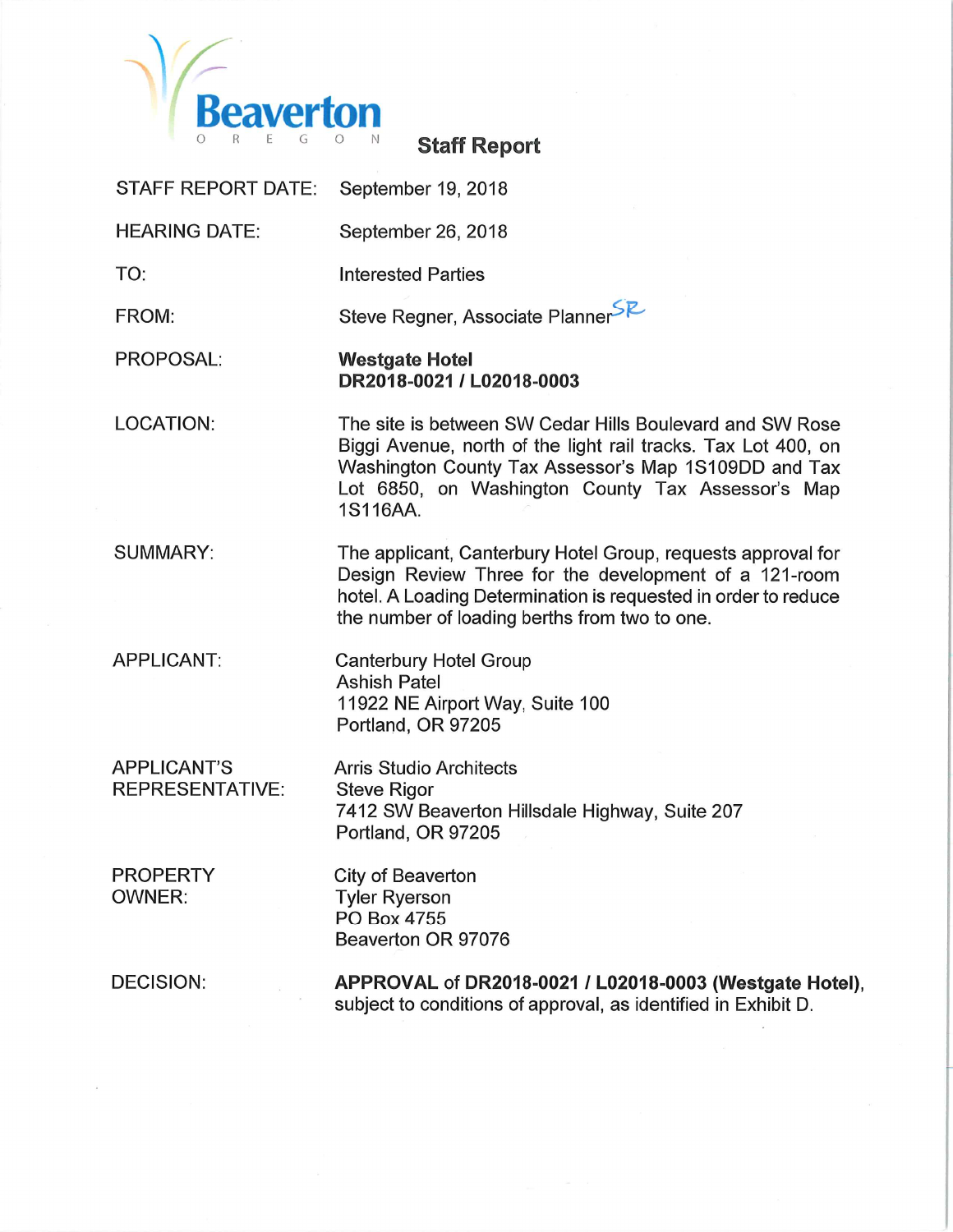Beaverton
OREGON

# Staff Report

| | |
|---|---|
| STAFF REPORT DATE: | September 19, 2018 |
| HEARING DATE: | September 26, 2018 |
| TO: | Interested Parties |
| FROM: | Steve Regner, Associate Planner SR |
| PROPOSAL: | **Westgate Hotel** **DR2018-0021 / L02018-0003** |
| LOCATION: | The site is between SW Cedar Hills Boulevard and SW Rose Biggi Avenue, north of the light rail tracks. Tax Lot 400, on Washington County Tax Assessor's Map 1S109DD and Tax Lot 6850, on Washington County Tax Assessor's Map 1S116AA. |
| SUMMARY: | The applicant, Canterbury Hotel Group, requests approval for Design Review Three for the development of a 121-room hotel. A Loading Determination is requested in order to reduce the number of loading berths from two to one. |
| APPLICANT: | Canterbury Hotel Group<br>Ashish Patel<br>11922 NE Airport Way, Suite 100<br>Portland, OR 97205 |
| APPLICANT'S REPRESENTATIVE: | Arris Studio Architects<br>Steve Rigor<br>7412 SW Beaverton Hillsdale Highway, Suite 207<br>Portland, OR 97205 |
| PROPERTY OWNER: | City of Beaverton<br>Tyler Ryerson<br>PO Box 4755<br>Beaverton OR 97076 |
| DECISION: | **APPROVAL** of **DR2018-0021 / L02018-0003 (Westgate Hotel)**, subject to conditions of approval, as identified in Exhibit D. |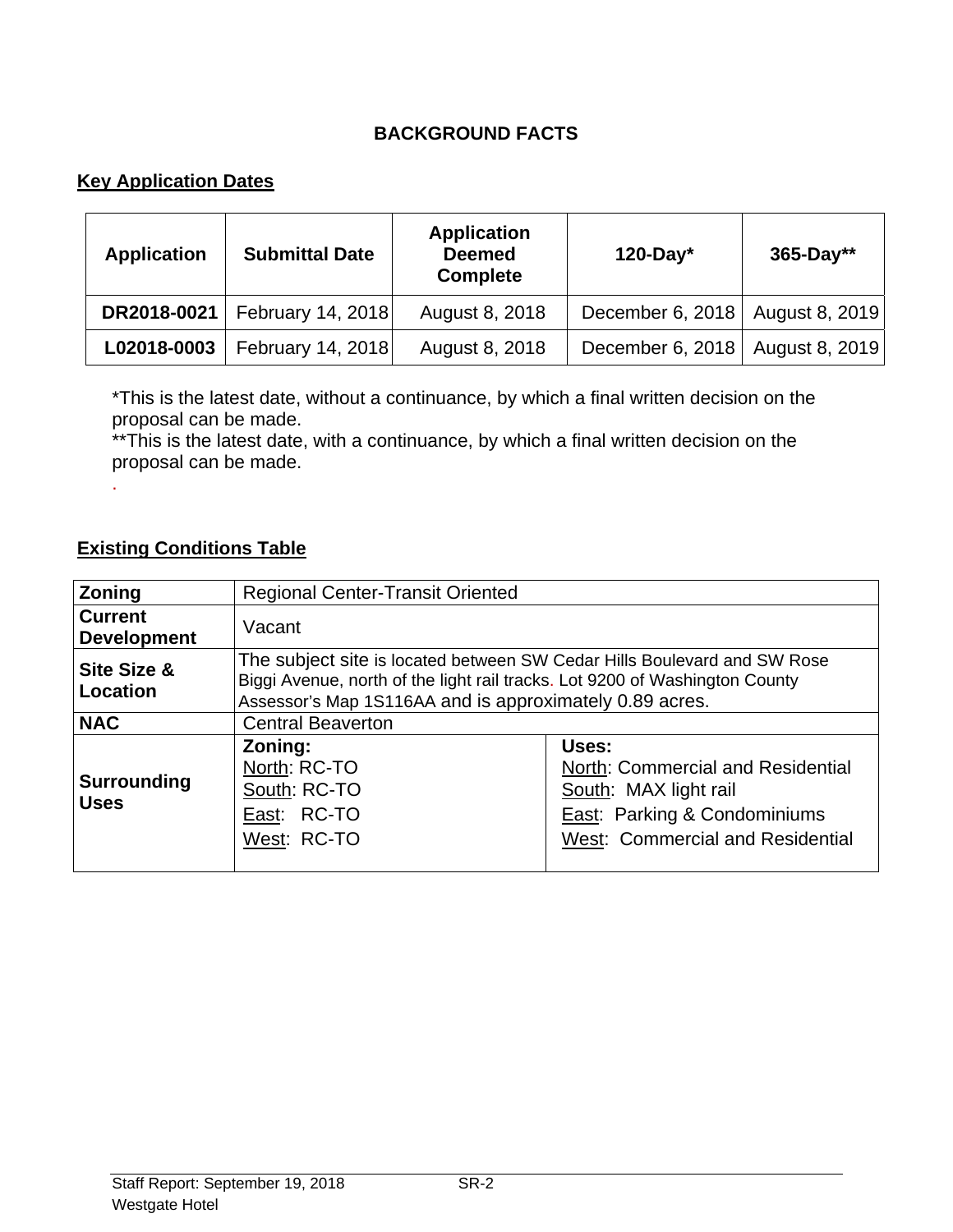# BACKGROUND FACTS

## Key Application Dates

| Application | Submittal Date | Application Deemed Complete | 120-Day* | 365-Day** |
|---|---|---|---|---|
| **DR2018-0021** | February 14, 2018 | August 8, 2018 | December 6, 2018 | August 8, 2019 |
| **L02018-0003** | February 14, 2018 | August 8, 2018 | December 6, 2018 | August 8, 2019 |

*This is the latest date, without a continuance, by which a final written decision on the proposal can be made.
**This is the latest date, with a continuance, by which a final written decision on the proposal can be made.

## Existing Conditions Table

| **Zoning** | Regional Center-Transit Oriented | |
|---|---|---|
| **Current Development** | Vacant | |
| **Site Size & Location** | The subject site is located between SW Cedar Hills Boulevard and SW Rose Biggi Avenue, north of the light rail tracks. Lot 9200 of Washington County Assessor's Map 1S116AA and is approximately 0.89 acres. | |
| **NAC** | Central Beaverton | |
| **Surrounding Uses** | **Zoning:**<br>North: RC-TO<br>South: RC-TO<br>East: RC-TO<br>West: RC-TO | **Uses:**<br>North: Commercial and Residential<br>South: MAX light rail<br>East: Parking & Condominiums<br>West: Commercial and Residential |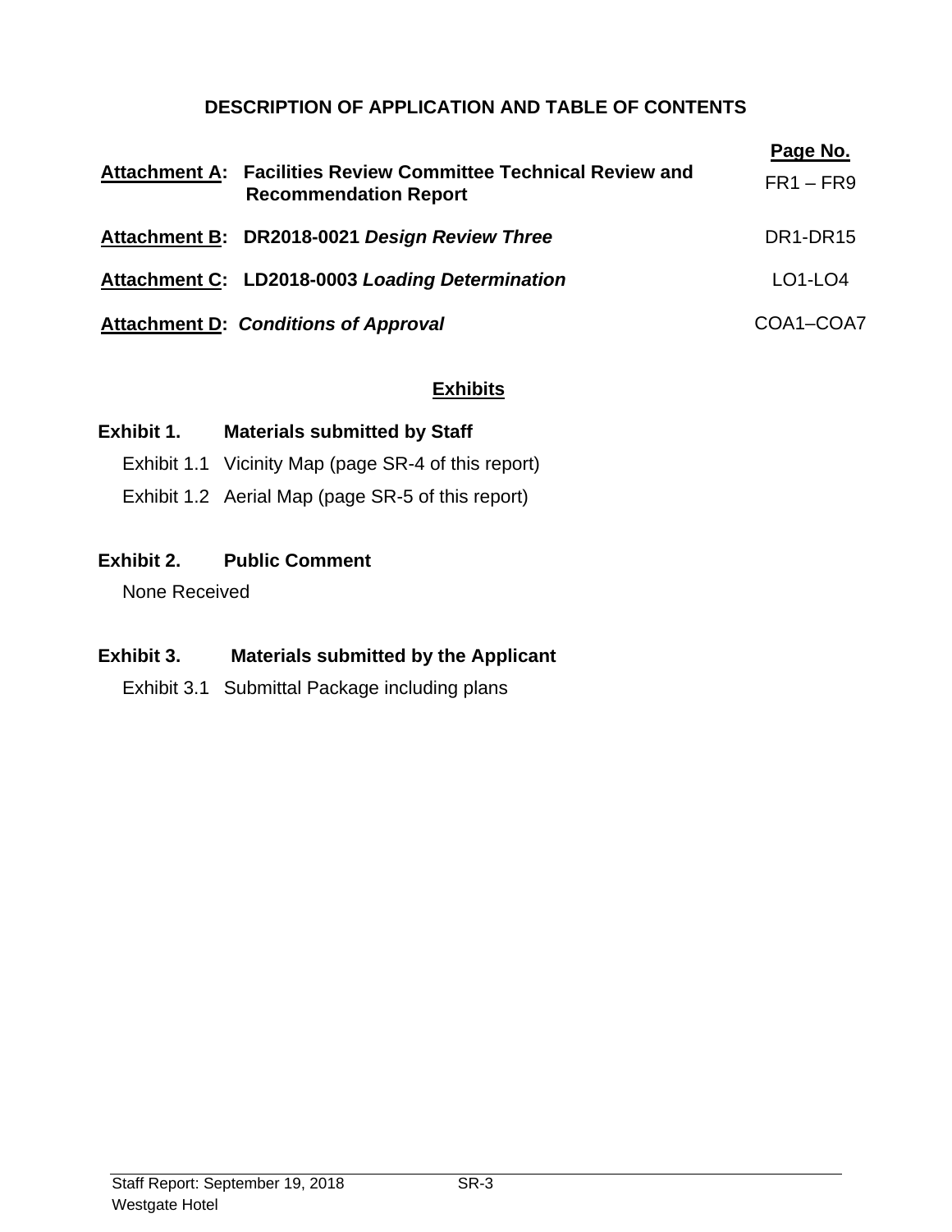## DESCRIPTION OF APPLICATION AND TABLE OF CONTENTS

| | | Page No. |
|---|---|---|
| **Attachment A:** | **Facilities Review Committee Technical Review and Recommendation Report** | FR1 – FR9 |
| **Attachment B:** | **DR2018-0021 *Design Review Three*** | DR1-DR15 |
| **Attachment C:** | **LD2018-0003 *Loading Determination*** | LO1-LO4 |
| **Attachment D:** | ***Conditions of Approval*** | COA1–COA7 |

### Exhibits

**Exhibit 1. Materials submitted by Staff**

Exhibit 1.1 Vicinity Map (page SR-4 of this report)

Exhibit 1.2 Aerial Map (page SR-5 of this report)

**Exhibit 2. Public Comment**

None Received

**Exhibit 3. Materials submitted by the Applicant**

Exhibit 3.1 Submittal Package including plans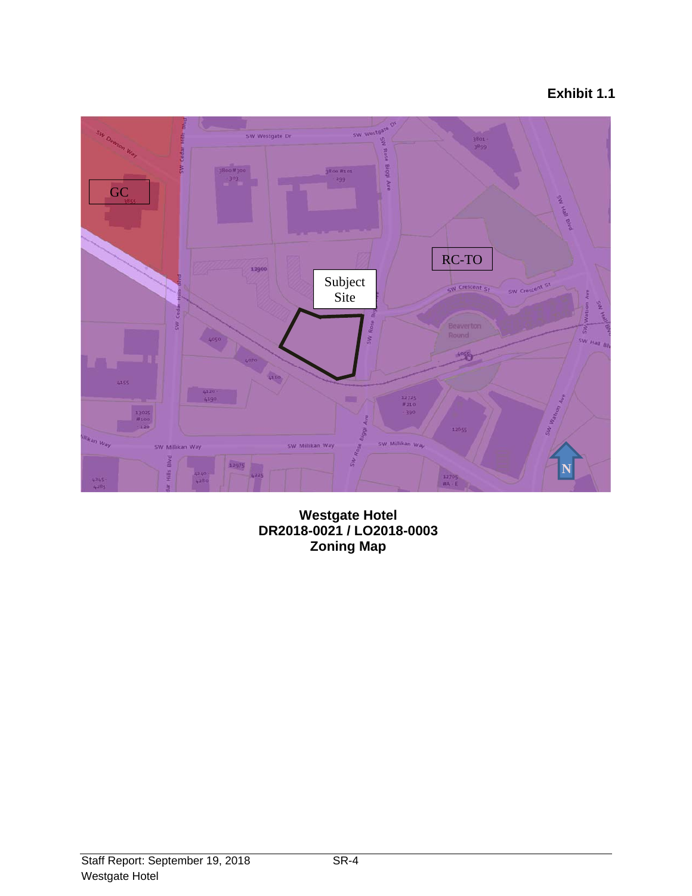**Exhibit 1.1**

**Westgate Hotel**
**DR2018-0021 / LO2018-0003**
**Zoning Map**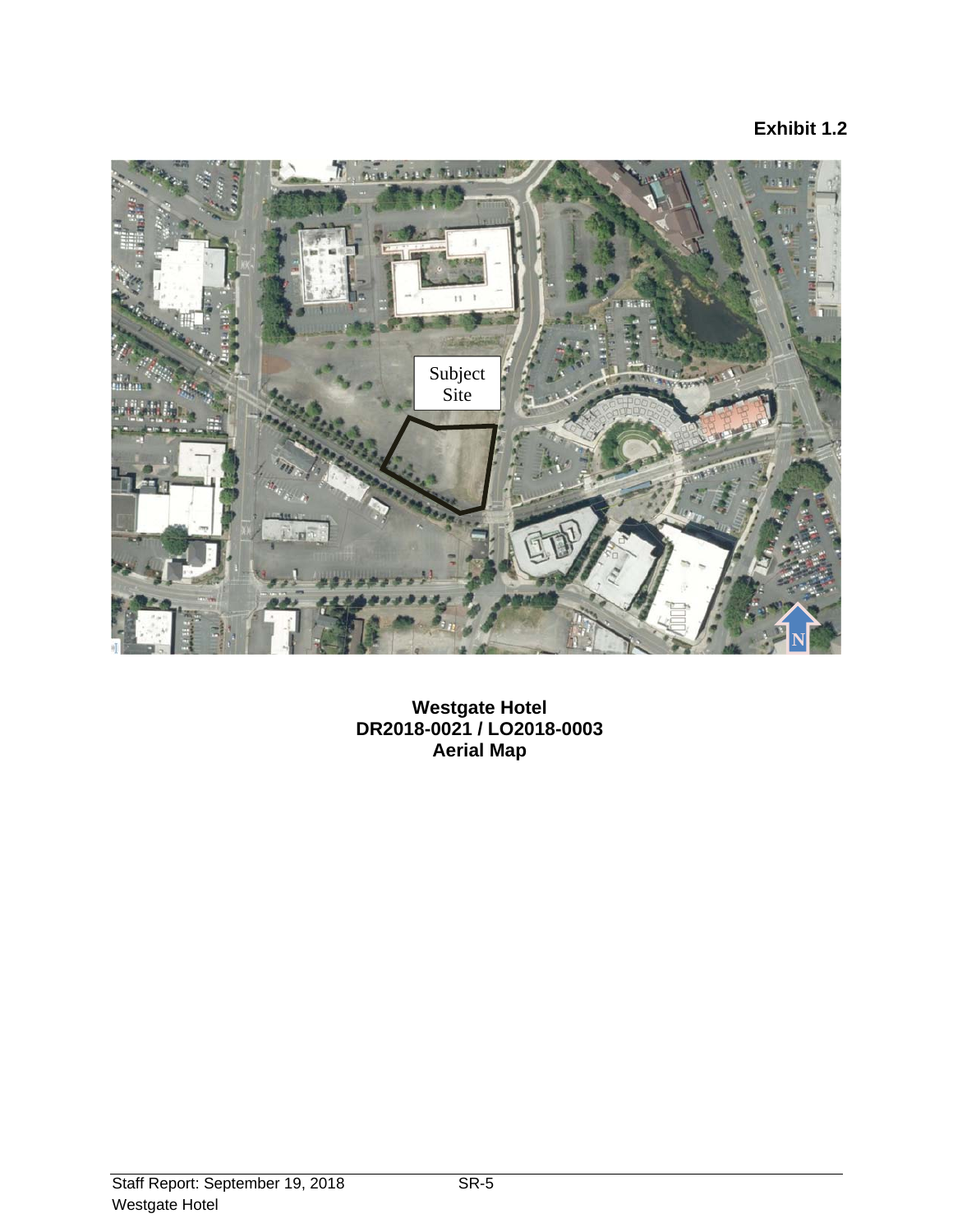**Exhibit 1.2**

**Westgate Hotel**
**DR2018-0021 / LO2018-0003**
**Aerial Map**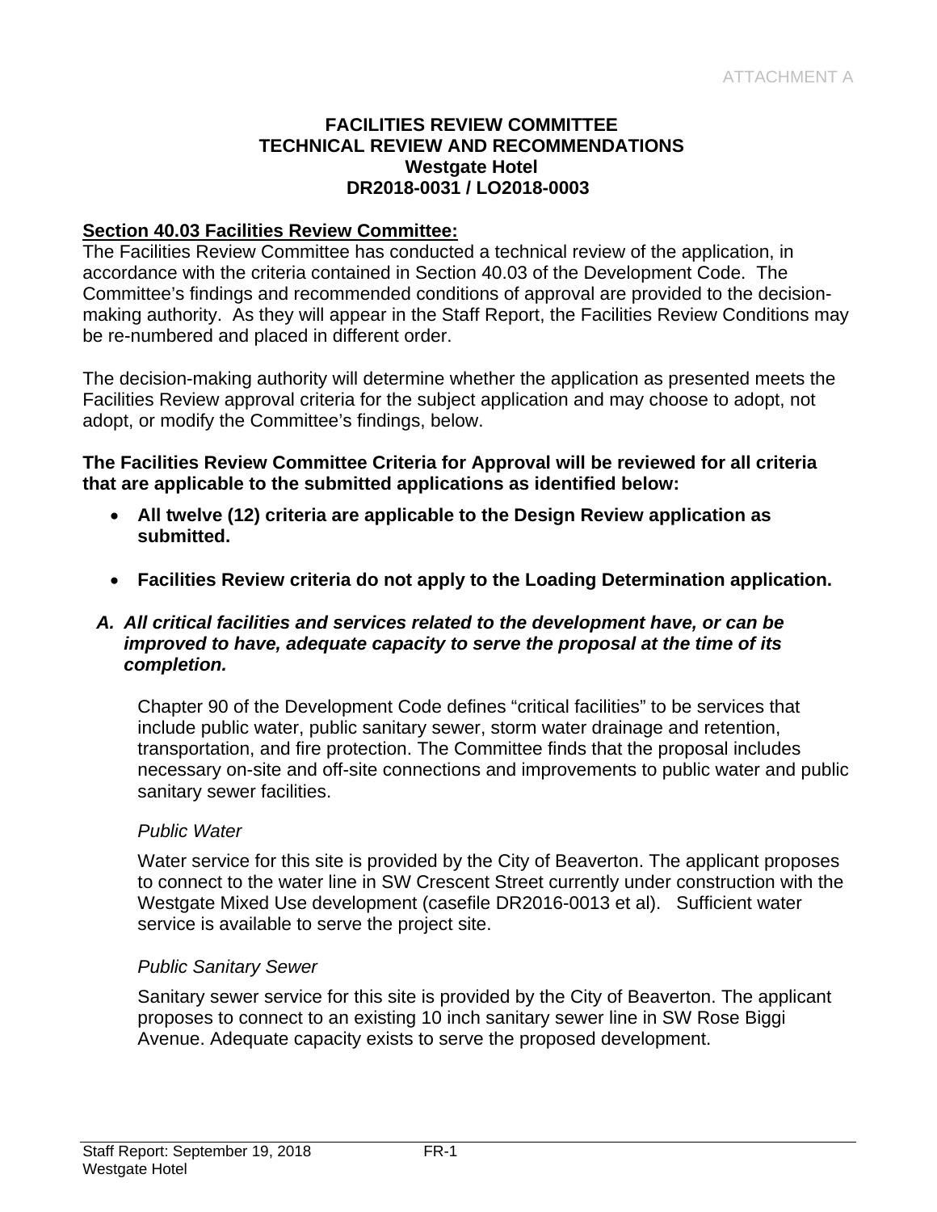ATTACHMENT A

**FACILITIES REVIEW COMMITTEE**
**TECHNICAL REVIEW AND RECOMMENDATIONS**
**Westgate Hotel**
**DR2018-0031 / LO2018-0003**

**Section 40.03 Facilities Review Committee:**

The Facilities Review Committee has conducted a technical review of the application, in accordance with the criteria contained in Section 40.03 of the Development Code. The Committee's findings and recommended conditions of approval are provided to the decision-making authority. As they will appear in the Staff Report, the Facilities Review Conditions may be re-numbered and placed in different order.

The decision-making authority will determine whether the application as presented meets the Facilities Review approval criteria for the subject application and may choose to adopt, not adopt, or modify the Committee's findings, below.

**The Facilities Review Committee Criteria for Approval will be reviewed for all criteria that are applicable to the submitted applications as identified below:**

- **All twelve (12) criteria are applicable to the Design Review application as submitted.**
- **Facilities Review criteria do not apply to the Loading Determination application.**

***A. All critical facilities and services related to the development have, or can be improved to have, adequate capacity to serve the proposal at the time of its completion.***

Chapter 90 of the Development Code defines "critical facilities" to be services that include public water, public sanitary sewer, storm water drainage and retention, transportation, and fire protection. The Committee finds that the proposal includes necessary on-site and off-site connections and improvements to public water and public sanitary sewer facilities.

*Public Water*

Water service for this site is provided by the City of Beaverton. The applicant proposes to connect to the water line in SW Crescent Street currently under construction with the Westgate Mixed Use development (casefile DR2016-0013 et al). Sufficient water service is available to serve the project site.

*Public Sanitary Sewer*

Sanitary sewer service for this site is provided by the City of Beaverton. The applicant proposes to connect to an existing 10 inch sanitary sewer line in SW Rose Biggi Avenue. Adequate capacity exists to serve the proposed development.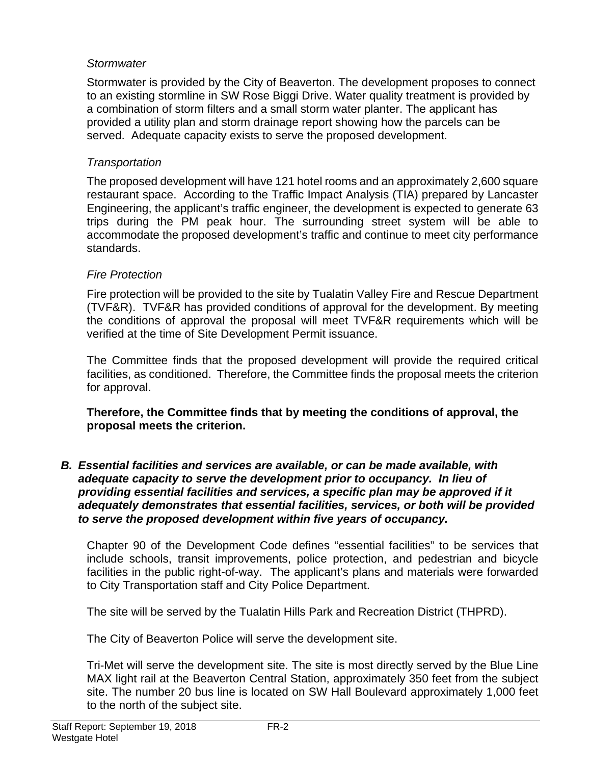*Stormwater*

Stormwater is provided by the City of Beaverton. The development proposes to connect to an existing stormline in SW Rose Biggi Drive. Water quality treatment is provided by a combination of storm filters and a small storm water planter. The applicant has provided a utility plan and storm drainage report showing how the parcels can be served. Adequate capacity exists to serve the proposed development.

*Transportation*

The proposed development will have 121 hotel rooms and an approximately 2,600 square restaurant space. According to the Traffic Impact Analysis (TIA) prepared by Lancaster Engineering, the applicant's traffic engineer, the development is expected to generate 63 trips during the PM peak hour. The surrounding street system will be able to accommodate the proposed development's traffic and continue to meet city performance standards.

*Fire Protection*

Fire protection will be provided to the site by Tualatin Valley Fire and Rescue Department (TVF&R). TVF&R has provided conditions of approval for the development. By meeting the conditions of approval the proposal will meet TVF&R requirements which will be verified at the time of Site Development Permit issuance.

The Committee finds that the proposed development will provide the required critical facilities, as conditioned. Therefore, the Committee finds the proposal meets the criterion for approval.

**Therefore, the Committee finds that by meeting the conditions of approval, the proposal meets the criterion.**

***B. Essential facilities and services are available, or can be made available, with adequate capacity to serve the development prior to occupancy. In lieu of providing essential facilities and services, a specific plan may be approved if it adequately demonstrates that essential facilities, services, or both will be provided to serve the proposed development within five years of occupancy.***

Chapter 90 of the Development Code defines "essential facilities" to be services that include schools, transit improvements, police protection, and pedestrian and bicycle facilities in the public right-of-way. The applicant's plans and materials were forwarded to City Transportation staff and City Police Department.

The site will be served by the Tualatin Hills Park and Recreation District (THPRD).

The City of Beaverton Police will serve the development site.

Tri-Met will serve the development site. The site is most directly served by the Blue Line MAX light rail at the Beaverton Central Station, approximately 350 feet from the subject site. The number 20 bus line is located on SW Hall Boulevard approximately 1,000 feet to the north of the subject site.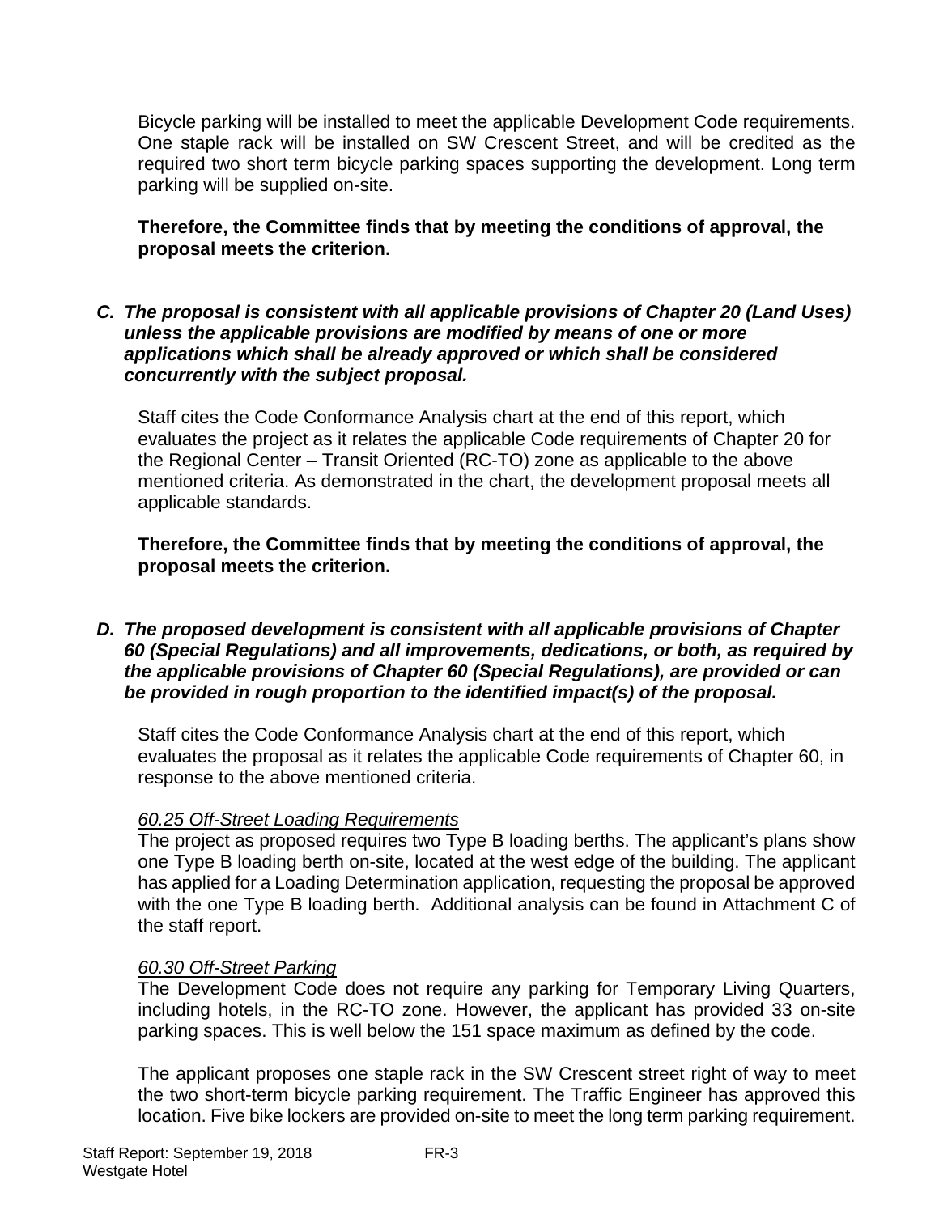Bicycle parking will be installed to meet the applicable Development Code requirements. One staple rack will be installed on SW Crescent Street, and will be credited as the required two short term bicycle parking spaces supporting the development. Long term parking will be supplied on-site.

**Therefore, the Committee finds that by meeting the conditions of approval, the proposal meets the criterion.**

***C. The proposal is consistent with all applicable provisions of Chapter 20 (Land Uses) unless the applicable provisions are modified by means of one or more applications which shall be already approved or which shall be considered concurrently with the subject proposal.***

Staff cites the Code Conformance Analysis chart at the end of this report, which evaluates the project as it relates the applicable Code requirements of Chapter 20 for the Regional Center – Transit Oriented (RC-TO) zone as applicable to the above mentioned criteria. As demonstrated in the chart, the development proposal meets all applicable standards.

**Therefore, the Committee finds that by meeting the conditions of approval, the proposal meets the criterion.**

***D. The proposed development is consistent with all applicable provisions of Chapter 60 (Special Regulations) and all improvements, dedications, or both, as required by the applicable provisions of Chapter 60 (Special Regulations), are provided or can be provided in rough proportion to the identified impact(s) of the proposal.***

Staff cites the Code Conformance Analysis chart at the end of this report, which evaluates the proposal as it relates the applicable Code requirements of Chapter 60, in response to the above mentioned criteria.

*60.25 Off-Street Loading Requirements*
The project as proposed requires two Type B loading berths. The applicant's plans show one Type B loading berth on-site, located at the west edge of the building. The applicant has applied for a Loading Determination application, requesting the proposal be approved with the one Type B loading berth. Additional analysis can be found in Attachment C of the staff report.

*60.30 Off-Street Parking*
The Development Code does not require any parking for Temporary Living Quarters, including hotels, in the RC-TO zone. However, the applicant has provided 33 on-site parking spaces. This is well below the 151 space maximum as defined by the code.

The applicant proposes one staple rack in the SW Crescent street right of way to meet the two short-term bicycle parking requirement. The Traffic Engineer has approved this location. Five bike lockers are provided on-site to meet the long term parking requirement.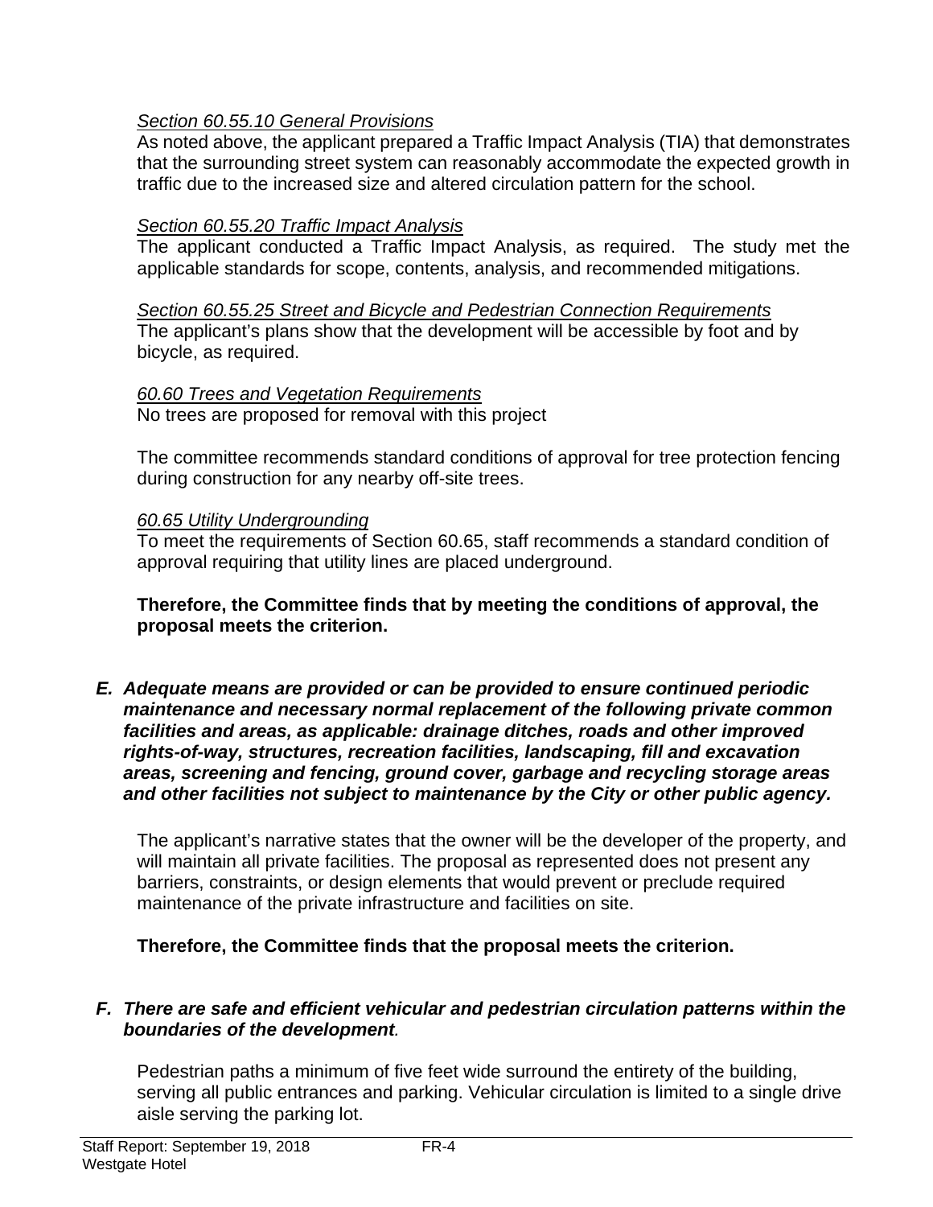*Section 60.55.10 General Provisions*

As noted above, the applicant prepared a Traffic Impact Analysis (TIA) that demonstrates that the surrounding street system can reasonably accommodate the expected growth in traffic due to the increased size and altered circulation pattern for the school.

*Section 60.55.20 Traffic Impact Analysis*

The applicant conducted a Traffic Impact Analysis, as required. The study met the applicable standards for scope, contents, analysis, and recommended mitigations.

*Section 60.55.25 Street and Bicycle and Pedestrian Connection Requirements*

The applicant's plans show that the development will be accessible by foot and by bicycle, as required.

*60.60 Trees and Vegetation Requirements*

No trees are proposed for removal with this project

The committee recommends standard conditions of approval for tree protection fencing during construction for any nearby off-site trees.

*60.65 Utility Undergrounding*

To meet the requirements of Section 60.65, staff recommends a standard condition of approval requiring that utility lines are placed underground.

**Therefore, the Committee finds that by meeting the conditions of approval, the proposal meets the criterion.**

***E. Adequate means are provided or can be provided to ensure continued periodic maintenance and necessary normal replacement of the following private common facilities and areas, as applicable: drainage ditches, roads and other improved rights-of-way, structures, recreation facilities, landscaping, fill and excavation areas, screening and fencing, ground cover, garbage and recycling storage areas and other facilities not subject to maintenance by the City or other public agency.***

The applicant's narrative states that the owner will be the developer of the property, and will maintain all private facilities. The proposal as represented does not present any barriers, constraints, or design elements that would prevent or preclude required maintenance of the private infrastructure and facilities on site.

**Therefore, the Committee finds that the proposal meets the criterion.**

***F. There are safe and efficient vehicular and pedestrian circulation patterns within the boundaries of the development.***

Pedestrian paths a minimum of five feet wide surround the entirety of the building, serving all public entrances and parking. Vehicular circulation is limited to a single drive aisle serving the parking lot.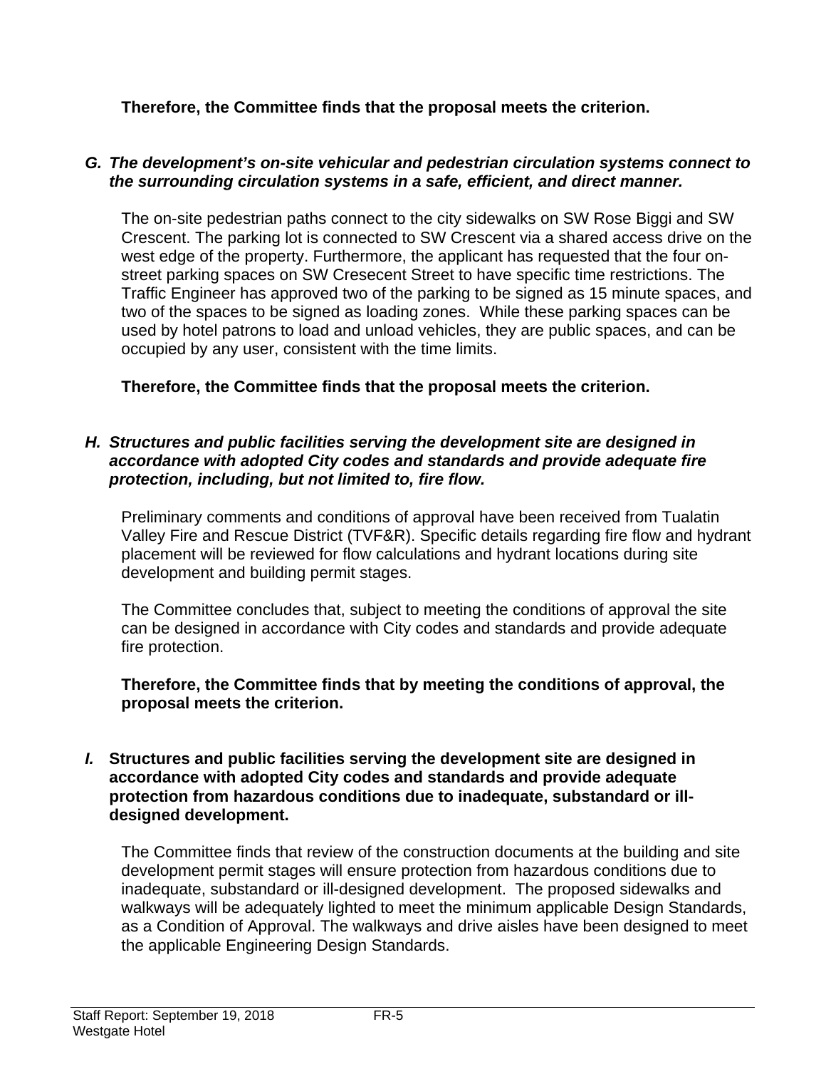**Therefore, the Committee finds that the proposal meets the criterion.**

***G. The development's on-site vehicular and pedestrian circulation systems connect to the surrounding circulation systems in a safe, efficient, and direct manner.***

The on-site pedestrian paths connect to the city sidewalks on SW Rose Biggi and SW Crescent. The parking lot is connected to SW Crescent via a shared access drive on the west edge of the property. Furthermore, the applicant has requested that the four on-street parking spaces on SW Cresecent Street to have specific time restrictions. The Traffic Engineer has approved two of the parking to be signed as 15 minute spaces, and two of the spaces to be signed as loading zones. While these parking spaces can be used by hotel patrons to load and unload vehicles, they are public spaces, and can be occupied by any user, consistent with the time limits.

**Therefore, the Committee finds that the proposal meets the criterion.**

***H. Structures and public facilities serving the development site are designed in accordance with adopted City codes and standards and provide adequate fire protection, including, but not limited to, fire flow.***

Preliminary comments and conditions of approval have been received from Tualatin Valley Fire and Rescue District (TVF&R). Specific details regarding fire flow and hydrant placement will be reviewed for flow calculations and hydrant locations during site development and building permit stages.

The Committee concludes that, subject to meeting the conditions of approval the site can be designed in accordance with City codes and standards and provide adequate fire protection.

**Therefore, the Committee finds that by meeting the conditions of approval, the proposal meets the criterion.**

***I.*** **Structures and public facilities serving the development site are designed in accordance with adopted City codes and standards and provide adequate protection from hazardous conditions due to inadequate, substandard or ill-designed development.**

The Committee finds that review of the construction documents at the building and site development permit stages will ensure protection from hazardous conditions due to inadequate, substandard or ill-designed development. The proposed sidewalks and walkways will be adequately lighted to meet the minimum applicable Design Standards, as a Condition of Approval. The walkways and drive aisles have been designed to meet the applicable Engineering Design Standards.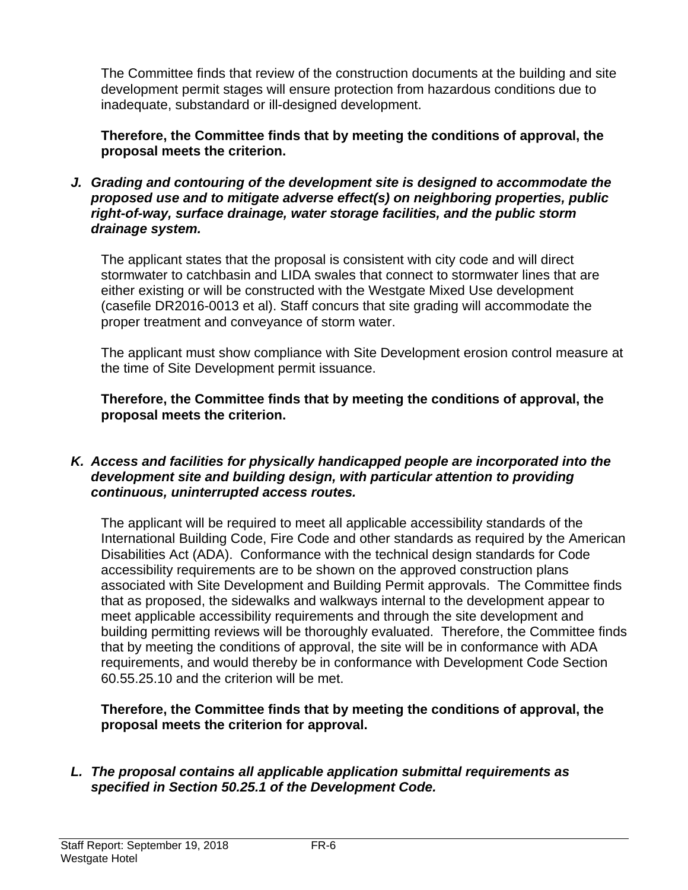The Committee finds that review of the construction documents at the building and site development permit stages will ensure protection from hazardous conditions due to inadequate, substandard or ill-designed development.

**Therefore, the Committee finds that by meeting the conditions of approval, the proposal meets the criterion.**

J. ***Grading and contouring of the development site is designed to accommodate the proposed use and to mitigate adverse effect(s) on neighboring properties, public right-of-way, surface drainage, water storage facilities, and the public storm drainage system.***

The applicant states that the proposal is consistent with city code and will direct stormwater to catchbasin and LIDA swales that connect to stormwater lines that are either existing or will be constructed with the Westgate Mixed Use development (casefile DR2016-0013 et al). Staff concurs that site grading will accommodate the proper treatment and conveyance of storm water.

The applicant must show compliance with Site Development erosion control measure at the time of Site Development permit issuance.

**Therefore, the Committee finds that by meeting the conditions of approval, the proposal meets the criterion.**

K. ***Access and facilities for physically handicapped people are incorporated into the development site and building design, with particular attention to providing continuous, uninterrupted access routes.***

The applicant will be required to meet all applicable accessibility standards of the International Building Code, Fire Code and other standards as required by the American Disabilities Act (ADA). Conformance with the technical design standards for Code accessibility requirements are to be shown on the approved construction plans associated with Site Development and Building Permit approvals. The Committee finds that as proposed, the sidewalks and walkways internal to the development appear to meet applicable accessibility requirements and through the site development and building permitting reviews will be thoroughly evaluated. Therefore, the Committee finds that by meeting the conditions of approval, the site will be in conformance with ADA requirements, and would thereby be in conformance with Development Code Section 60.55.25.10 and the criterion will be met.

**Therefore, the Committee finds that by meeting the conditions of approval, the proposal meets the criterion for approval.**

L. ***The proposal contains all applicable application submittal requirements as specified in Section 50.25.1 of the Development Code.***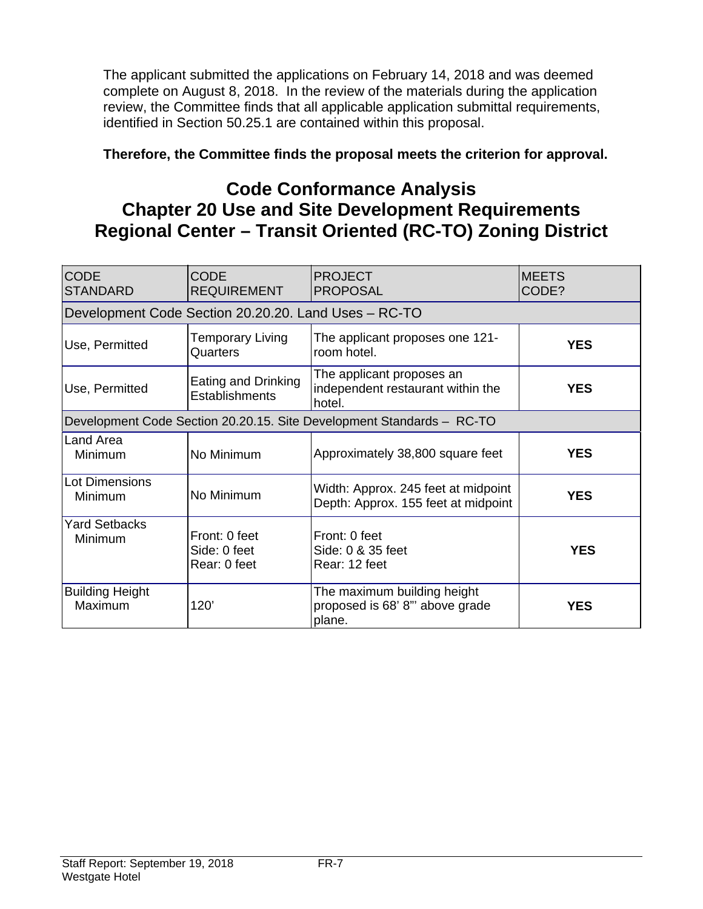The applicant submitted the applications on February 14, 2018 and was deemed complete on August 8, 2018. In the review of the materials during the application review, the Committee finds that all applicable application submittal requirements, identified in Section 50.25.1 are contained within this proposal.

**Therefore, the Committee finds the proposal meets the criterion for approval.**

# Code Conformance Analysis
# Chapter 20 Use and Site Development Requirements
# Regional Center – Transit Oriented (RC-TO) Zoning District

| CODE STANDARD | CODE REQUIREMENT | PROJECT PROPOSAL | MEETS CODE? |
|---|---|---|---|
| Development Code Section 20.20.20. Land Uses – RC-TO | | | |
| Use, Permitted | Temporary Living Quarters | The applicant proposes one 121-room hotel. | **YES** |
| Use, Permitted | Eating and Drinking Establishments | The applicant proposes an independent restaurant within the hotel. | **YES** |
| Development Code Section 20.20.15. Site Development Standards – RC-TO | | | |
| Land Area Minimum | No Minimum | Approximately 38,800 square feet | **YES** |
| Lot Dimensions Minimum | No Minimum | Width: Approx. 245 feet at midpoint<br>Depth: Approx. 155 feet at midpoint | **YES** |
| Yard Setbacks Minimum | Front: 0 feet<br>Side: 0 feet<br>Rear: 0 feet | Front: 0 feet<br>Side: 0 & 35 feet<br>Rear: 12 feet | **YES** |
| Building Height Maximum | 120' | The maximum building height proposed is 68' 8"' above grade plane. | **YES** |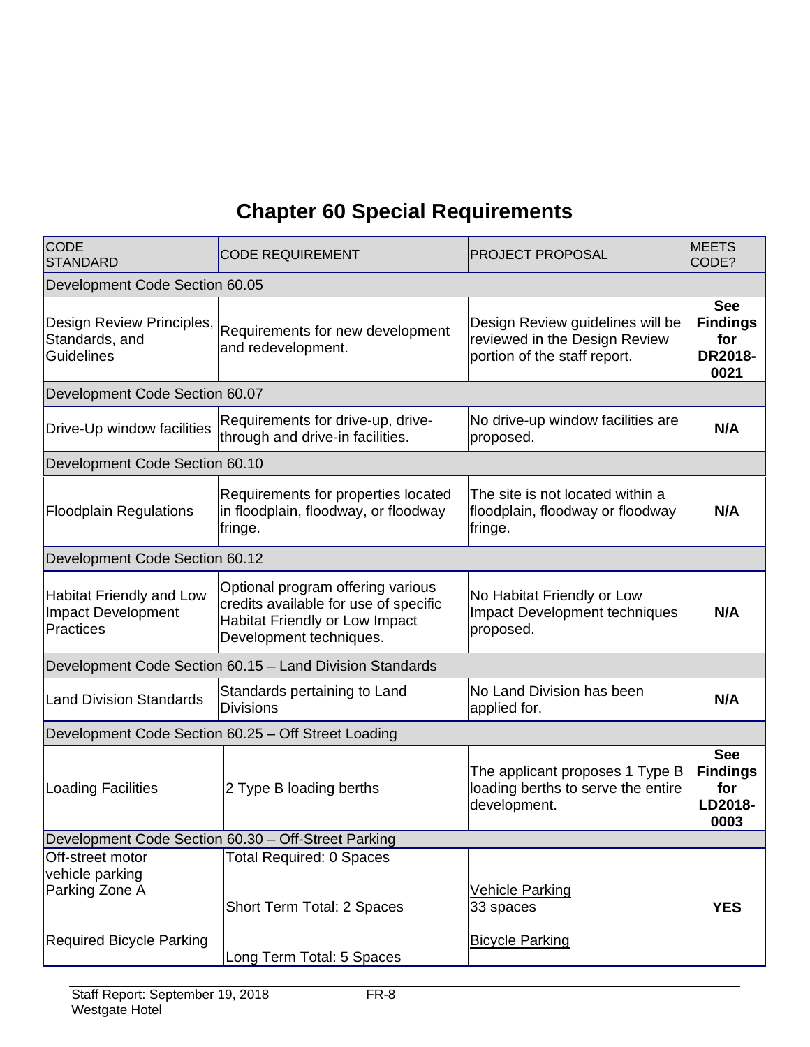# Chapter 60 Special Requirements

| CODE STANDARD | CODE REQUIREMENT | PROJECT PROPOSAL | MEETS CODE? |
|---|---|---|---|
| Development Code Section 60.05 | | | |
| Design Review Principles, Standards, and Guidelines | Requirements for new development and redevelopment. | Design Review guidelines will be reviewed in the Design Review portion of the staff report. | **See Findings for DR2018-0021** |
| Development Code Section 60.07 | | | |
| Drive-Up window facilities | Requirements for drive-up, drive-through and drive-in facilities. | No drive-up window facilities are proposed. | **N/A** |
| Development Code Section 60.10 | | | |
| Floodplain Regulations | Requirements for properties located in floodplain, floodway, or floodway fringe. | The site is not located within a floodplain, floodway or floodway fringe. | **N/A** |
| Development Code Section 60.12 | | | |
| Habitat Friendly and Low Impact Development Practices | Optional program offering various credits available for use of specific Habitat Friendly or Low Impact Development techniques. | No Habitat Friendly or Low Impact Development techniques proposed. | **N/A** |
| Development Code Section 60.15 – Land Division Standards | | | |
| Land Division Standards | Standards pertaining to Land Divisions | No Land Division has been applied for. | **N/A** |
| Development Code Section 60.25 – Off Street Loading | | | |
| Loading Facilities | 2 Type B loading berths | The applicant proposes 1 Type B loading berths to serve the entire development. | **See Findings for LD2018-0003** |
| Development Code Section 60.30 – Off-Street Parking | | | |
| Off-street motor vehicle parking<br>Parking Zone A<br><br>Required Bicycle Parking | Total Required: 0 Spaces<br><br>Short Term Total: 2 Spaces<br><br>Long Term Total: 5 Spaces | Vehicle Parking<br>33 spaces<br><br>Bicycle Parking | **YES** |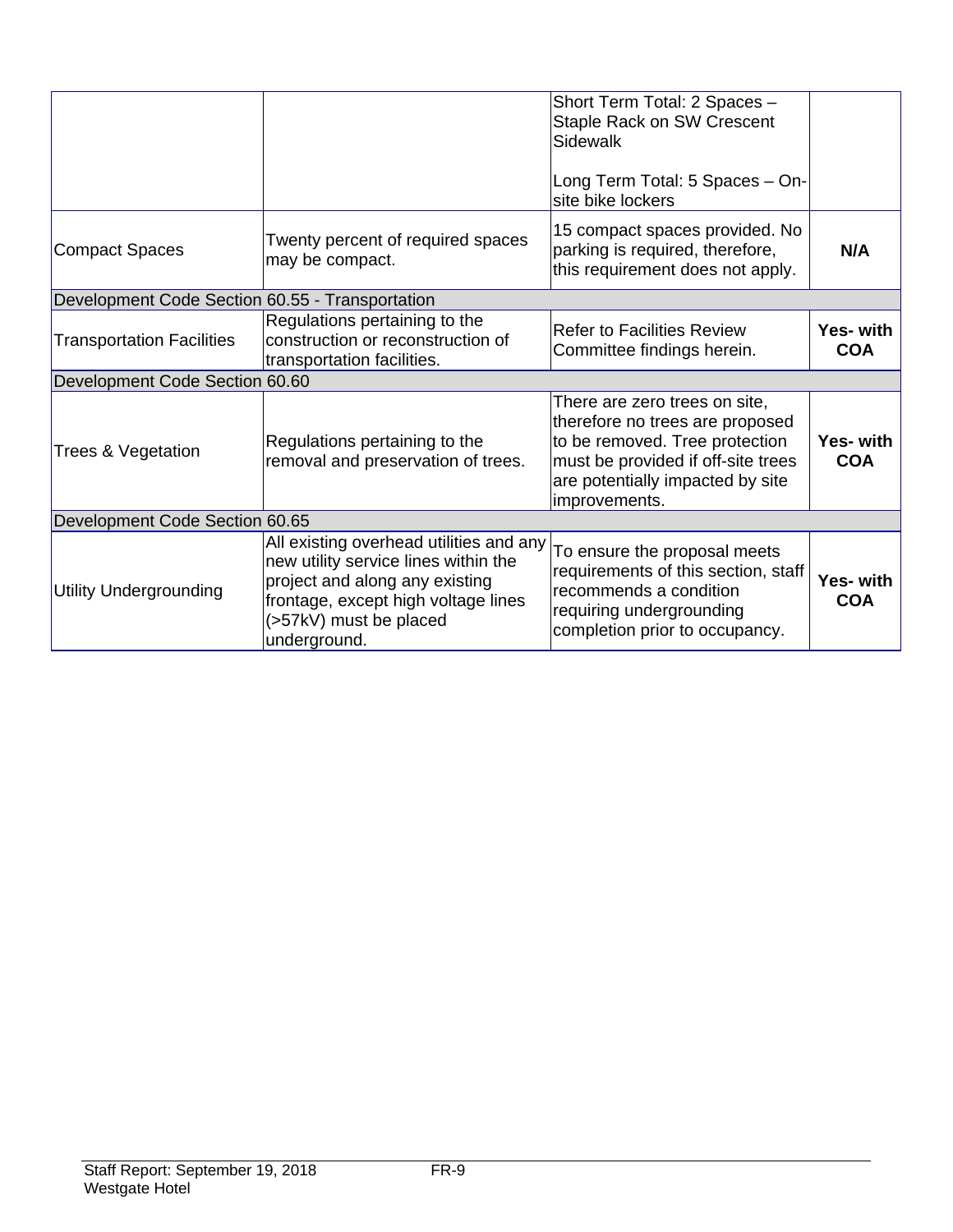| | | | |
|---|---|---|---|
| | | Short Term Total: 2 Spaces – Staple Rack on SW Crescent Sidewalk<br><br>Long Term Total: 5 Spaces – On-site bike lockers | |
| Compact Spaces | Twenty percent of required spaces may be compact. | 15 compact spaces provided. No parking is required, therefore, this requirement does not apply. | **N/A** |
| Development Code Section 60.55 - Transportation | | | |
| Transportation Facilities | Regulations pertaining to the construction or reconstruction of transportation facilities. | Refer to Facilities Review Committee findings herein. | **Yes- with COA** |
| Development Code Section 60.60 | | | |
| Trees & Vegetation | Regulations pertaining to the removal and preservation of trees. | There are zero trees on site, therefore no trees are proposed to be removed. Tree protection must be provided if off-site trees are potentially impacted by site improvements. | **Yes- with COA** |
| Development Code Section 60.65 | | | |
| Utility Undergrounding | All existing overhead utilities and any new utility service lines within the project and along any existing frontage, except high voltage lines (>57kV) must be placed underground. | To ensure the proposal meets requirements of this section, staff recommends a condition requiring undergrounding completion prior to occupancy. | **Yes- with COA** |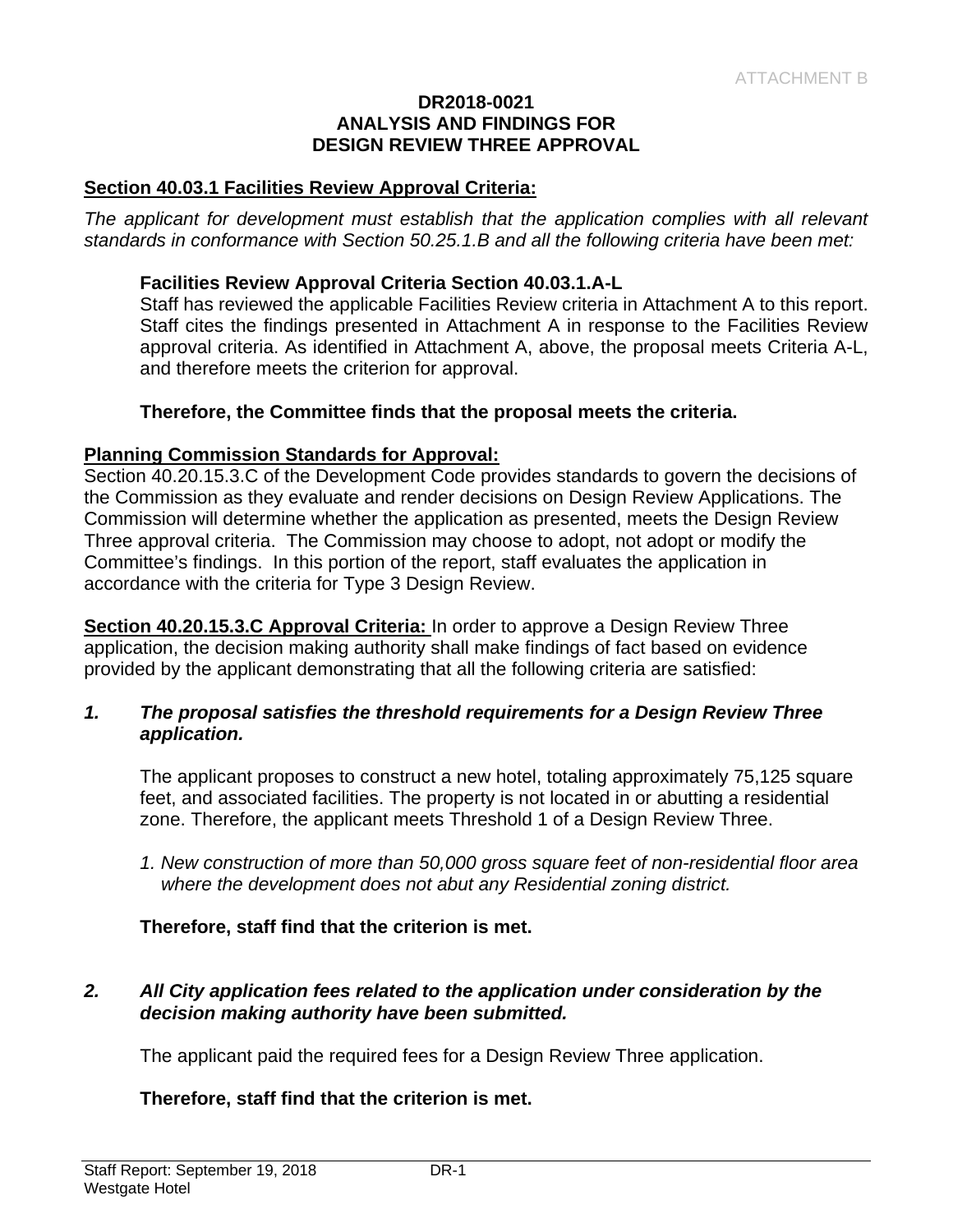ATTACHMENT B

**DR2018-0021**
**ANALYSIS AND FINDINGS FOR**
**DESIGN REVIEW THREE APPROVAL**

**Section 40.03.1 Facilities Review Approval Criteria:**

*The applicant for development must establish that the application complies with all relevant standards in conformance with Section 50.25.1.B and all the following criteria have been met:*

**Facilities Review Approval Criteria Section 40.03.1.A-L**
Staff has reviewed the applicable Facilities Review criteria in Attachment A to this report. Staff cites the findings presented in Attachment A in response to the Facilities Review approval criteria. As identified in Attachment A, above, the proposal meets Criteria A-L, and therefore meets the criterion for approval.

**Therefore, the Committee finds that the proposal meets the criteria.**

**Planning Commission Standards for Approval:**
Section 40.20.15.3.C of the Development Code provides standards to govern the decisions of the Commission as they evaluate and render decisions on Design Review Applications. The Commission will determine whether the application as presented, meets the Design Review Three approval criteria. The Commission may choose to adopt, not adopt or modify the Committee's findings. In this portion of the report, staff evaluates the application in accordance with the criteria for Type 3 Design Review.

**Section 40.20.15.3.C Approval Criteria:** In order to approve a Design Review Three application, the decision making authority shall make findings of fact based on evidence provided by the applicant demonstrating that all the following criteria are satisfied:

***1. The proposal satisfies the threshold requirements for a Design Review Three application.***

The applicant proposes to construct a new hotel, totaling approximately 75,125 square feet, and associated facilities. The property is not located in or abutting a residential zone. Therefore, the applicant meets Threshold 1 of a Design Review Three.

*1. New construction of more than 50,000 gross square feet of non-residential floor area where the development does not abut any Residential zoning district.*

**Therefore, staff find that the criterion is met.**

***2. All City application fees related to the application under consideration by the decision making authority have been submitted.***

The applicant paid the required fees for a Design Review Three application.

**Therefore, staff find that the criterion is met.**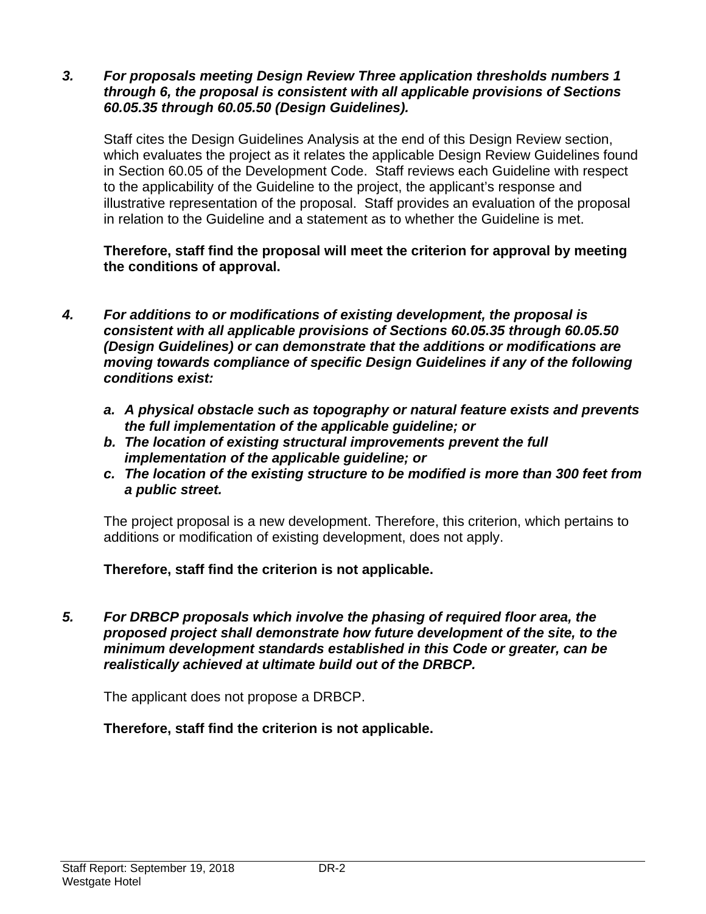3. ***For proposals meeting Design Review Three application thresholds numbers 1 through 6, the proposal is consistent with all applicable provisions of Sections 60.05.35 through 60.05.50 (Design Guidelines).***

   Staff cites the Design Guidelines Analysis at the end of this Design Review section, which evaluates the project as it relates the applicable Design Review Guidelines found in Section 60.05 of the Development Code. Staff reviews each Guideline with respect to the applicability of the Guideline to the project, the applicant's response and illustrative representation of the proposal. Staff provides an evaluation of the proposal in relation to the Guideline and a statement as to whether the Guideline is met.

   **Therefore, staff find the proposal will meet the criterion for approval by meeting the conditions of approval.**

4. ***For additions to or modifications of existing development, the proposal is consistent with all applicable provisions of Sections 60.05.35 through 60.05.50 (Design Guidelines) or can demonstrate that the additions or modifications are moving towards compliance of specific Design Guidelines if any of the following conditions exist:***

   a. ***A physical obstacle such as topography or natural feature exists and prevents the full implementation of the applicable guideline; or***
   b. ***The location of existing structural improvements prevent the full implementation of the applicable guideline; or***
   c. ***The location of the existing structure to be modified is more than 300 feet from a public street.***

   The project proposal is a new development. Therefore, this criterion, which pertains to additions or modification of existing development, does not apply.

   **Therefore, staff find the criterion is not applicable.**

5. ***For DRBCP proposals which involve the phasing of required floor area, the proposed project shall demonstrate how future development of the site, to the minimum development standards established in this Code or greater, can be realistically achieved at ultimate build out of the DRBCP.***

   The applicant does not propose a DRBCP.

   **Therefore, staff find the criterion is not applicable.**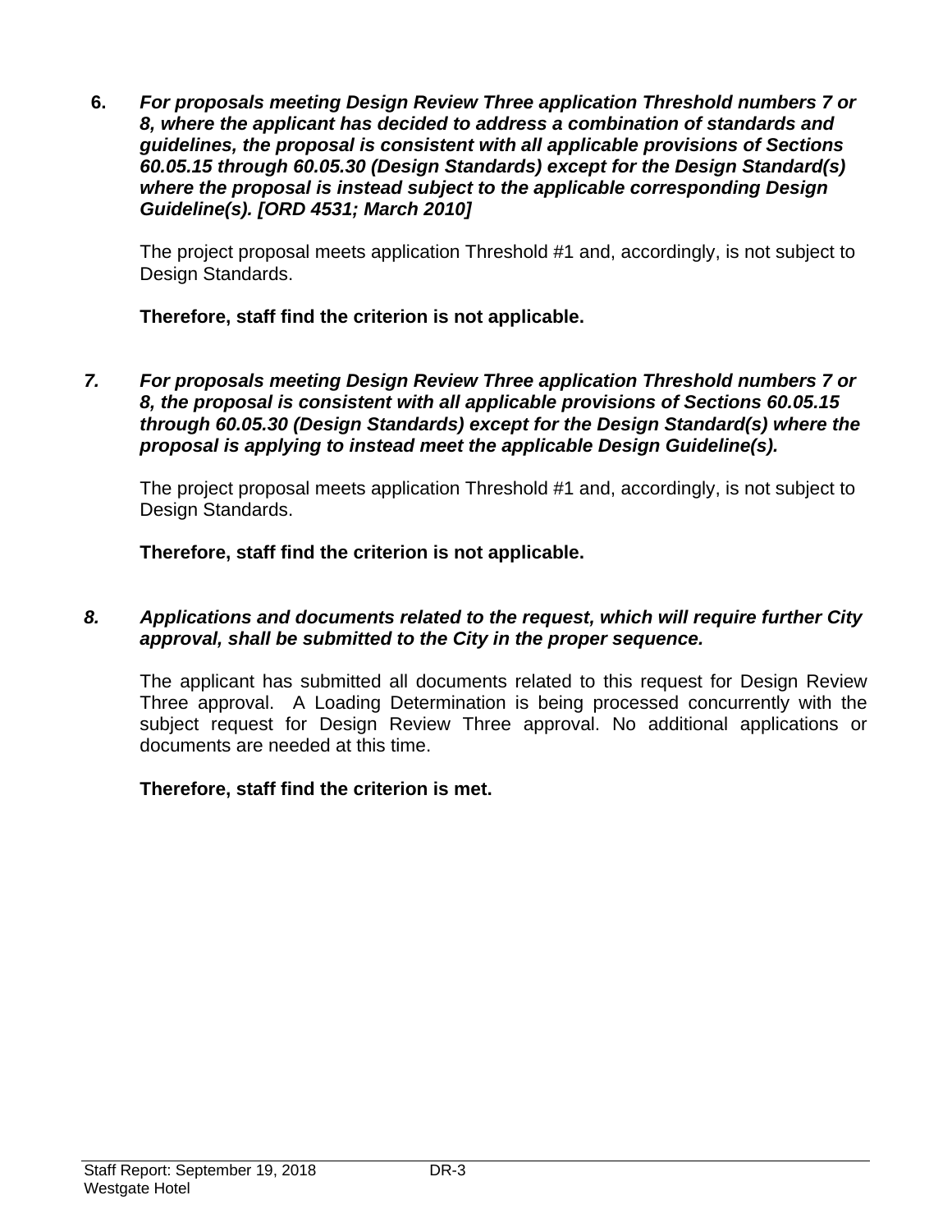**6.** ***For proposals meeting Design Review Three application Threshold numbers 7 or 8, where the applicant has decided to address a combination of standards and guidelines, the proposal is consistent with all applicable provisions of Sections 60.05.15 through 60.05.30 (Design Standards) except for the Design Standard(s) where the proposal is instead subject to the applicable corresponding Design Guideline(s). [ORD 4531; March 2010]***

The project proposal meets application Threshold #1 and, accordingly, is not subject to Design Standards.

**Therefore, staff find the criterion is not applicable.**

***7. For proposals meeting Design Review Three application Threshold numbers 7 or 8, the proposal is consistent with all applicable provisions of Sections 60.05.15 through 60.05.30 (Design Standards) except for the Design Standard(s) where the proposal is applying to instead meet the applicable Design Guideline(s).***

The project proposal meets application Threshold #1 and, accordingly, is not subject to Design Standards.

**Therefore, staff find the criterion is not applicable.**

***8. Applications and documents related to the request, which will require further City approval, shall be submitted to the City in the proper sequence.***

The applicant has submitted all documents related to this request for Design Review Three approval. A Loading Determination is being processed concurrently with the subject request for Design Review Three approval. No additional applications or documents are needed at this time.

**Therefore, staff find the criterion is met.**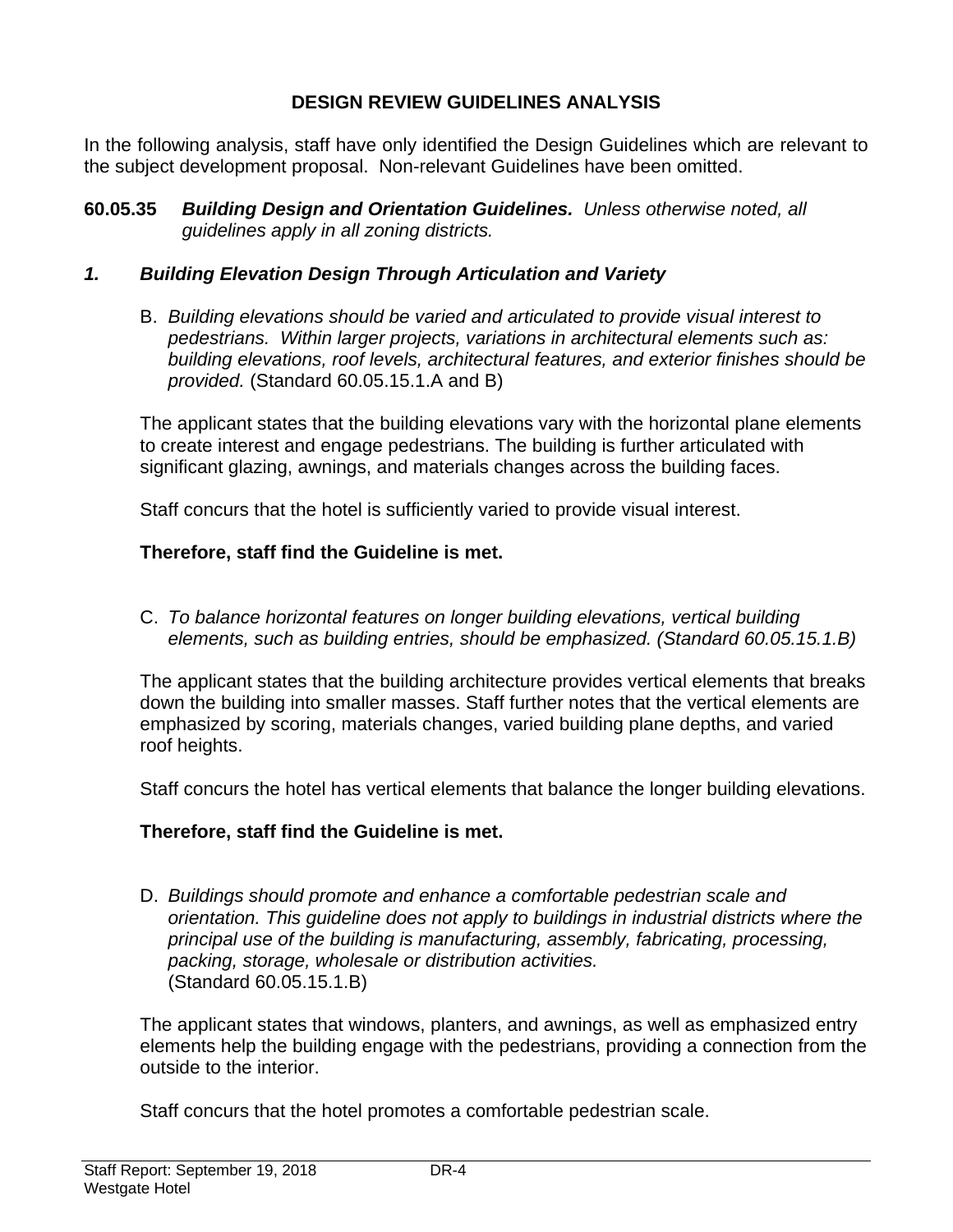## DESIGN REVIEW GUIDELINES ANALYSIS

In the following analysis, staff have only identified the Design Guidelines which are relevant to the subject development proposal. Non-relevant Guidelines have been omitted.

**60.05.35** ***Building Design and Orientation Guidelines.*** *Unless otherwise noted, all guidelines apply in all zoning districts.*

### *1. Building Elevation Design Through Articulation and Variety*

B. *Building elevations should be varied and articulated to provide visual interest to pedestrians. Within larger projects, variations in architectural elements such as: building elevations, roof levels, architectural features, and exterior finishes should be provided.* (Standard 60.05.15.1.A and B)

The applicant states that the building elevations vary with the horizontal plane elements to create interest and engage pedestrians. The building is further articulated with significant glazing, awnings, and materials changes across the building faces.

Staff concurs that the hotel is sufficiently varied to provide visual interest.

**Therefore, staff find the Guideline is met.**

C. *To balance horizontal features on longer building elevations, vertical building elements, such as building entries, should be emphasized. (Standard 60.05.15.1.B)*

The applicant states that the building architecture provides vertical elements that breaks down the building into smaller masses. Staff further notes that the vertical elements are emphasized by scoring, materials changes, varied building plane depths, and varied roof heights.

Staff concurs the hotel has vertical elements that balance the longer building elevations.

**Therefore, staff find the Guideline is met.**

D. *Buildings should promote and enhance a comfortable pedestrian scale and orientation. This guideline does not apply to buildings in industrial districts where the principal use of the building is manufacturing, assembly, fabricating, processing, packing, storage, wholesale or distribution activities.* (Standard 60.05.15.1.B)

The applicant states that windows, planters, and awnings, as well as emphasized entry elements help the building engage with the pedestrians, providing a connection from the outside to the interior.

Staff concurs that the hotel promotes a comfortable pedestrian scale.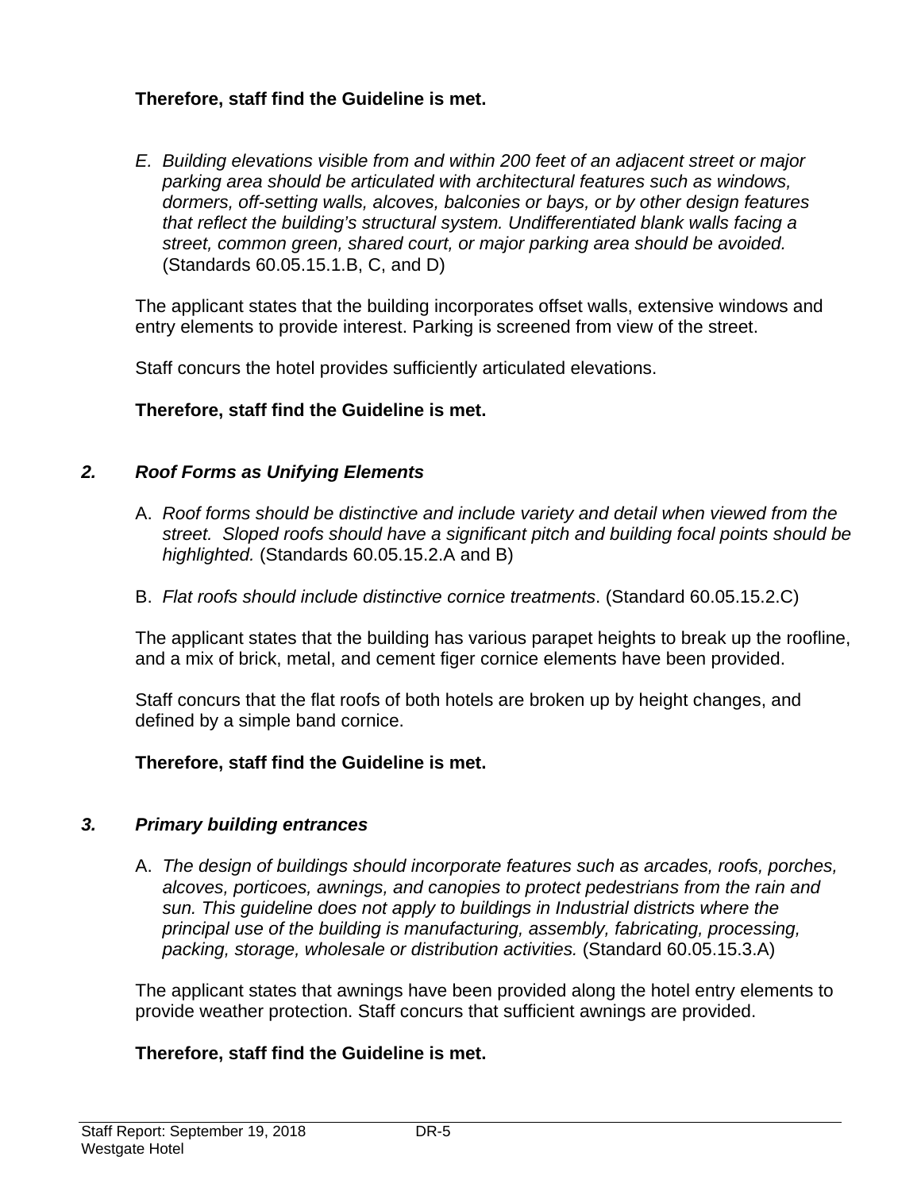**Therefore, staff find the Guideline is met.**

E. *Building elevations visible from and within 200 feet of an adjacent street or major parking area should be articulated with architectural features such as windows, dormers, off-setting walls, alcoves, balconies or bays, or by other design features that reflect the building's structural system. Undifferentiated blank walls facing a street, common green, shared court, or major parking area should be avoided.* (Standards 60.05.15.1.B, C, and D)

The applicant states that the building incorporates offset walls, extensive windows and entry elements to provide interest. Parking is screened from view of the street.

Staff concurs the hotel provides sufficiently articulated elevations.

**Therefore, staff find the Guideline is met.**

### *2. Roof Forms as Unifying Elements*

A. *Roof forms should be distinctive and include variety and detail when viewed from the street. Sloped roofs should have a significant pitch and building focal points should be highlighted.* (Standards 60.05.15.2.A and B)

B. *Flat roofs should include distinctive cornice treatments*. (Standard 60.05.15.2.C)

The applicant states that the building has various parapet heights to break up the roofline, and a mix of brick, metal, and cement figer cornice elements have been provided.

Staff concurs that the flat roofs of both hotels are broken up by height changes, and defined by a simple band cornice.

**Therefore, staff find the Guideline is met.**

### *3. Primary building entrances*

A. *The design of buildings should incorporate features such as arcades, roofs, porches, alcoves, porticoes, awnings, and canopies to protect pedestrians from the rain and sun. This guideline does not apply to buildings in Industrial districts where the principal use of the building is manufacturing, assembly, fabricating, processing, packing, storage, wholesale or distribution activities.* (Standard 60.05.15.3.A)

The applicant states that awnings have been provided along the hotel entry elements to provide weather protection. Staff concurs that sufficient awnings are provided.

**Therefore, staff find the Guideline is met.**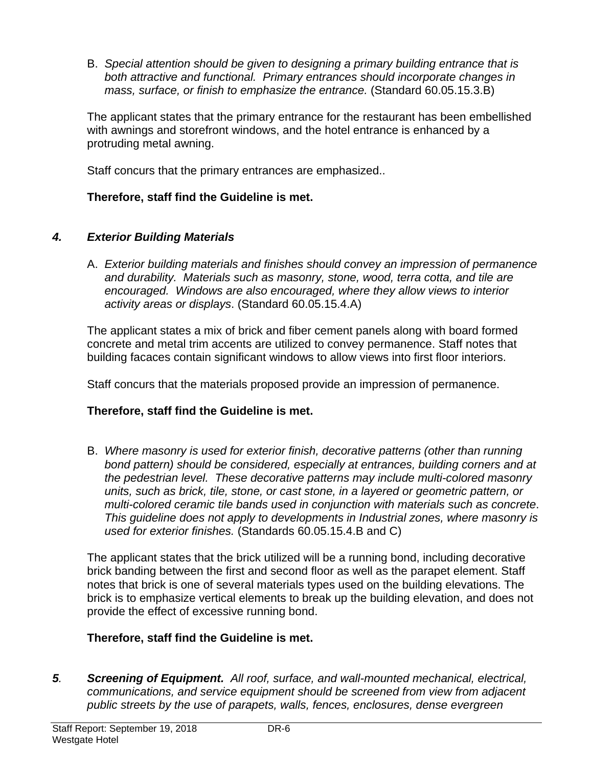B. *Special attention should be given to designing a primary building entrance that is both attractive and functional. Primary entrances should incorporate changes in mass, surface, or finish to emphasize the entrance.* (Standard 60.05.15.3.B)

The applicant states that the primary entrance for the restaurant has been embellished with awnings and storefront windows, and the hotel entrance is enhanced by a protruding metal awning.

Staff concurs that the primary entrances are emphasized..

**Therefore, staff find the Guideline is met.**

### ***4. Exterior Building Materials***

A. *Exterior building materials and finishes should convey an impression of permanence and durability. Materials such as masonry, stone, wood, terra cotta, and tile are encouraged. Windows are also encouraged, where they allow views to interior activity areas or displays*. (Standard 60.05.15.4.A)

The applicant states a mix of brick and fiber cement panels along with board formed concrete and metal trim accents are utilized to convey permanence. Staff notes that building facaces contain significant windows to allow views into first floor interiors.

Staff concurs that the materials proposed provide an impression of permanence.

**Therefore, staff find the Guideline is met.**

B. *Where masonry is used for exterior finish, decorative patterns (other than running bond pattern) should be considered, especially at entrances, building corners and at the pedestrian level. These decorative patterns may include multi-colored masonry units, such as brick, tile, stone, or cast stone, in a layered or geometric pattern, or multi-colored ceramic tile bands used in conjunction with materials such as concrete. This guideline does not apply to developments in Industrial zones, where masonry is used for exterior finishes.* (Standards 60.05.15.4.B and C)

The applicant states that the brick utilized will be a running bond, including decorative brick banding between the first and second floor as well as the parapet element. Staff notes that brick is one of several materials types used on the building elevations. The brick is to emphasize vertical elements to break up the building elevation, and does not provide the effect of excessive running bond.

**Therefore, staff find the Guideline is met.**

***5. Screening of Equipment.*** *All roof, surface, and wall-mounted mechanical, electrical, communications, and service equipment should be screened from view from adjacent public streets by the use of parapets, walls, fences, enclosures, dense evergreen*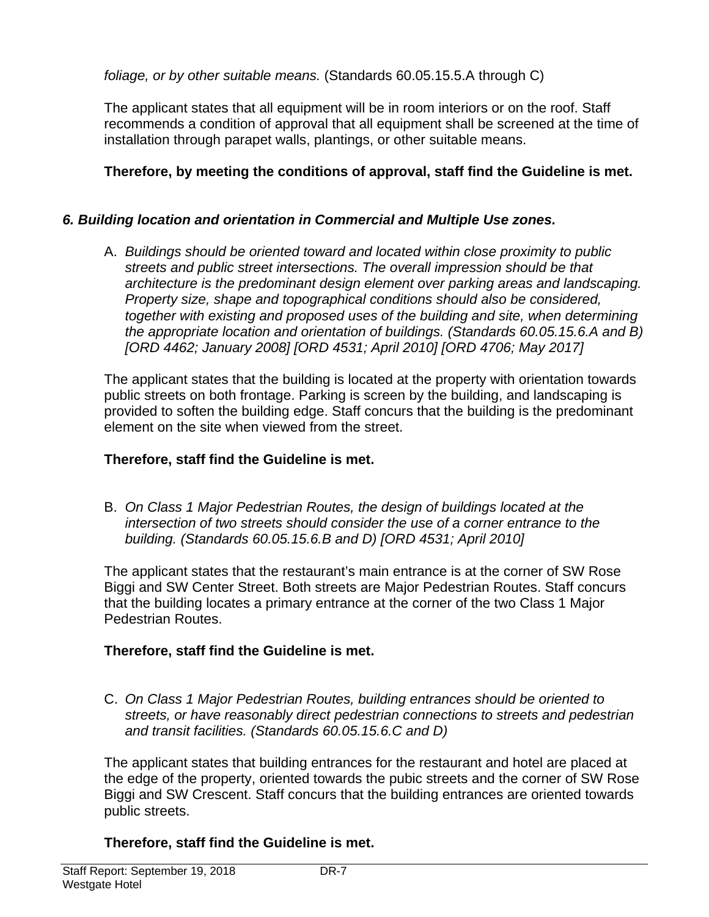*foliage, or by other suitable means.* (Standards 60.05.15.5.A through C)

The applicant states that all equipment will be in room interiors or on the roof. Staff recommends a condition of approval that all equipment shall be screened at the time of installation through parapet walls, plantings, or other suitable means.

**Therefore, by meeting the conditions of approval, staff find the Guideline is met.**

***6. Building location and orientation in Commercial and Multiple Use zones.***

A. *Buildings should be oriented toward and located within close proximity to public streets and public street intersections. The overall impression should be that architecture is the predominant design element over parking areas and landscaping. Property size, shape and topographical conditions should also be considered, together with existing and proposed uses of the building and site, when determining the appropriate location and orientation of buildings. (Standards 60.05.15.6.A and B) [ORD 4462; January 2008] [ORD 4531; April 2010] [ORD 4706; May 2017]*

The applicant states that the building is located at the property with orientation towards public streets on both frontage. Parking is screen by the building, and landscaping is provided to soften the building edge. Staff concurs that the building is the predominant element on the site when viewed from the street.

**Therefore, staff find the Guideline is met.**

B. *On Class 1 Major Pedestrian Routes, the design of buildings located at the intersection of two streets should consider the use of a corner entrance to the building. (Standards 60.05.15.6.B and D) [ORD 4531; April 2010]*

The applicant states that the restaurant's main entrance is at the corner of SW Rose Biggi and SW Center Street. Both streets are Major Pedestrian Routes. Staff concurs that the building locates a primary entrance at the corner of the two Class 1 Major Pedestrian Routes.

**Therefore, staff find the Guideline is met.**

C. *On Class 1 Major Pedestrian Routes, building entrances should be oriented to streets, or have reasonably direct pedestrian connections to streets and pedestrian and transit facilities. (Standards 60.05.15.6.C and D)*

The applicant states that building entrances for the restaurant and hotel are placed at the edge of the property, oriented towards the pubic streets and the corner of SW Rose Biggi and SW Crescent. Staff concurs that the building entrances are oriented towards public streets.

**Therefore, staff find the Guideline is met.**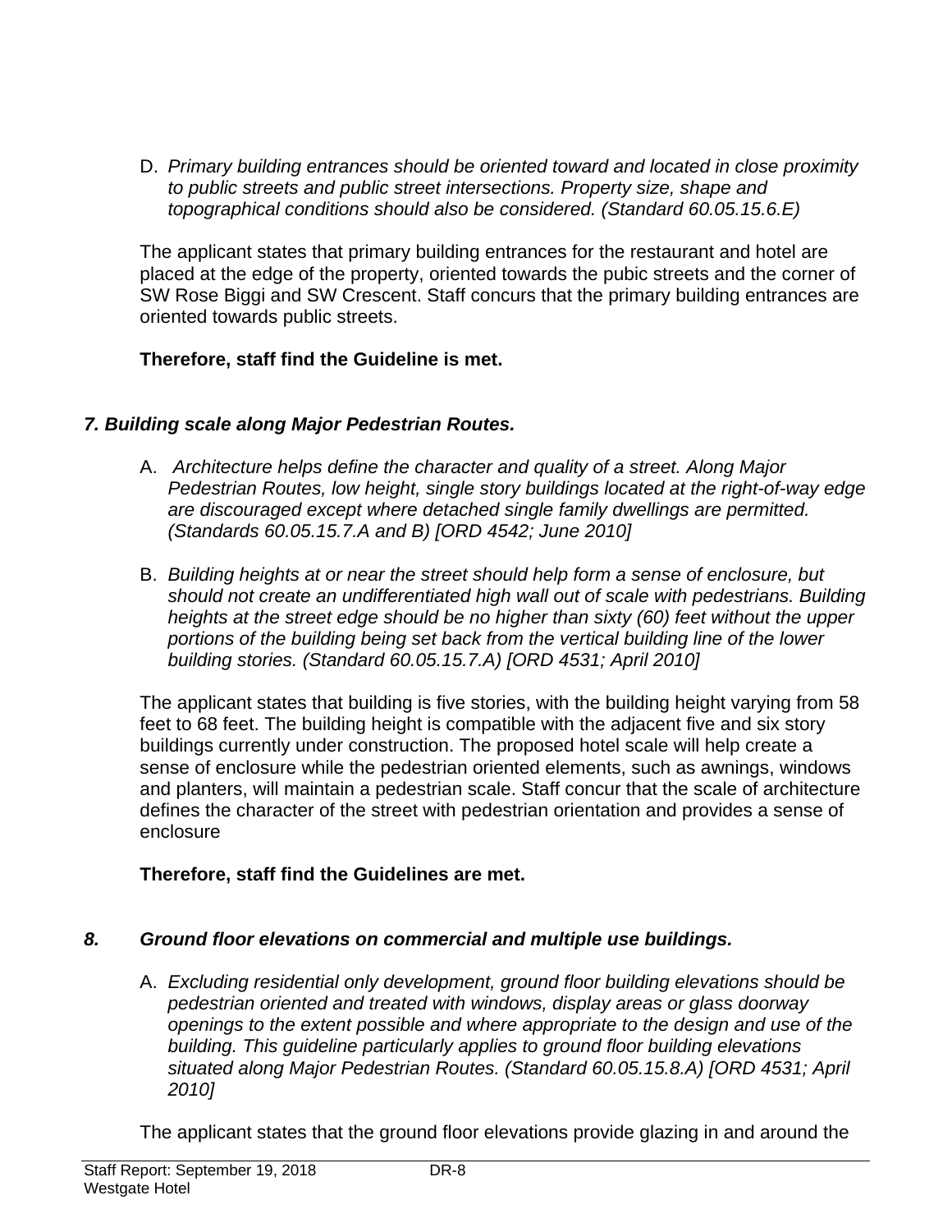D. *Primary building entrances should be oriented toward and located in close proximity to public streets and public street intersections. Property size, shape and topographical conditions should also be considered. (Standard 60.05.15.6.E)*

The applicant states that primary building entrances for the restaurant and hotel are placed at the edge of the property, oriented towards the pubic streets and the corner of SW Rose Biggi and SW Crescent. Staff concurs that the primary building entrances are oriented towards public streets.

**Therefore, staff find the Guideline is met.**

### *7. Building scale along Major Pedestrian Routes.*

A. *Architecture helps define the character and quality of a street. Along Major Pedestrian Routes, low height, single story buildings located at the right-of-way edge are discouraged except where detached single family dwellings are permitted. (Standards 60.05.15.7.A and B) [ORD 4542; June 2010]*

B. *Building heights at or near the street should help form a sense of enclosure, but should not create an undifferentiated high wall out of scale with pedestrians. Building heights at the street edge should be no higher than sixty (60) feet without the upper portions of the building being set back from the vertical building line of the lower building stories. (Standard 60.05.15.7.A) [ORD 4531; April 2010]*

The applicant states that building is five stories, with the building height varying from 58 feet to 68 feet. The building height is compatible with the adjacent five and six story buildings currently under construction. The proposed hotel scale will help create a sense of enclosure while the pedestrian oriented elements, such as awnings, windows and planters, will maintain a pedestrian scale. Staff concur that the scale of architecture defines the character of the street with pedestrian orientation and provides a sense of enclosure

**Therefore, staff find the Guidelines are met.**

### *8. Ground floor elevations on commercial and multiple use buildings.*

A. *Excluding residential only development, ground floor building elevations should be pedestrian oriented and treated with windows, display areas or glass doorway openings to the extent possible and where appropriate to the design and use of the building. This guideline particularly applies to ground floor building elevations situated along Major Pedestrian Routes. (Standard 60.05.15.8.A) [ORD 4531; April 2010]*

The applicant states that the ground floor elevations provide glazing in and around the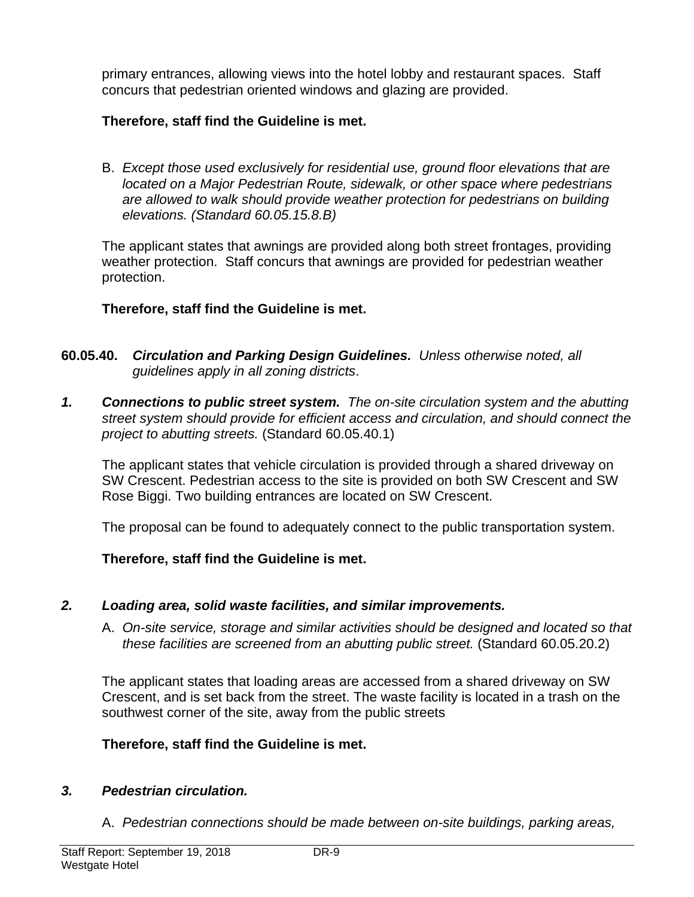primary entrances, allowing views into the hotel lobby and restaurant spaces. Staff concurs that pedestrian oriented windows and glazing are provided.

**Therefore, staff find the Guideline is met.**

B. *Except those used exclusively for residential use, ground floor elevations that are located on a Major Pedestrian Route, sidewalk, or other space where pedestrians are allowed to walk should provide weather protection for pedestrians on building elevations. (Standard 60.05.15.8.B)*

The applicant states that awnings are provided along both street frontages, providing weather protection. Staff concurs that awnings are provided for pedestrian weather protection.

**Therefore, staff find the Guideline is met.**

**60.05.40.** ***Circulation and Parking Design Guidelines.*** *Unless otherwise noted, all guidelines apply in all zoning districts*.

***1. Connections to public street system.*** *The on-site circulation system and the abutting street system should provide for efficient access and circulation, and should connect the project to abutting streets.* (Standard 60.05.40.1)

The applicant states that vehicle circulation is provided through a shared driveway on SW Crescent. Pedestrian access to the site is provided on both SW Crescent and SW Rose Biggi. Two building entrances are located on SW Crescent.

The proposal can be found to adequately connect to the public transportation system.

**Therefore, staff find the Guideline is met.**

***2. Loading area, solid waste facilities, and similar improvements.***

A. *On-site service, storage and similar activities should be designed and located so that these facilities are screened from an abutting public street.* (Standard 60.05.20.2)

The applicant states that loading areas are accessed from a shared driveway on SW Crescent, and is set back from the street. The waste facility is located in a trash on the southwest corner of the site, away from the public streets

**Therefore, staff find the Guideline is met.**

***3. Pedestrian circulation.***

A. *Pedestrian connections should be made between on-site buildings, parking areas,*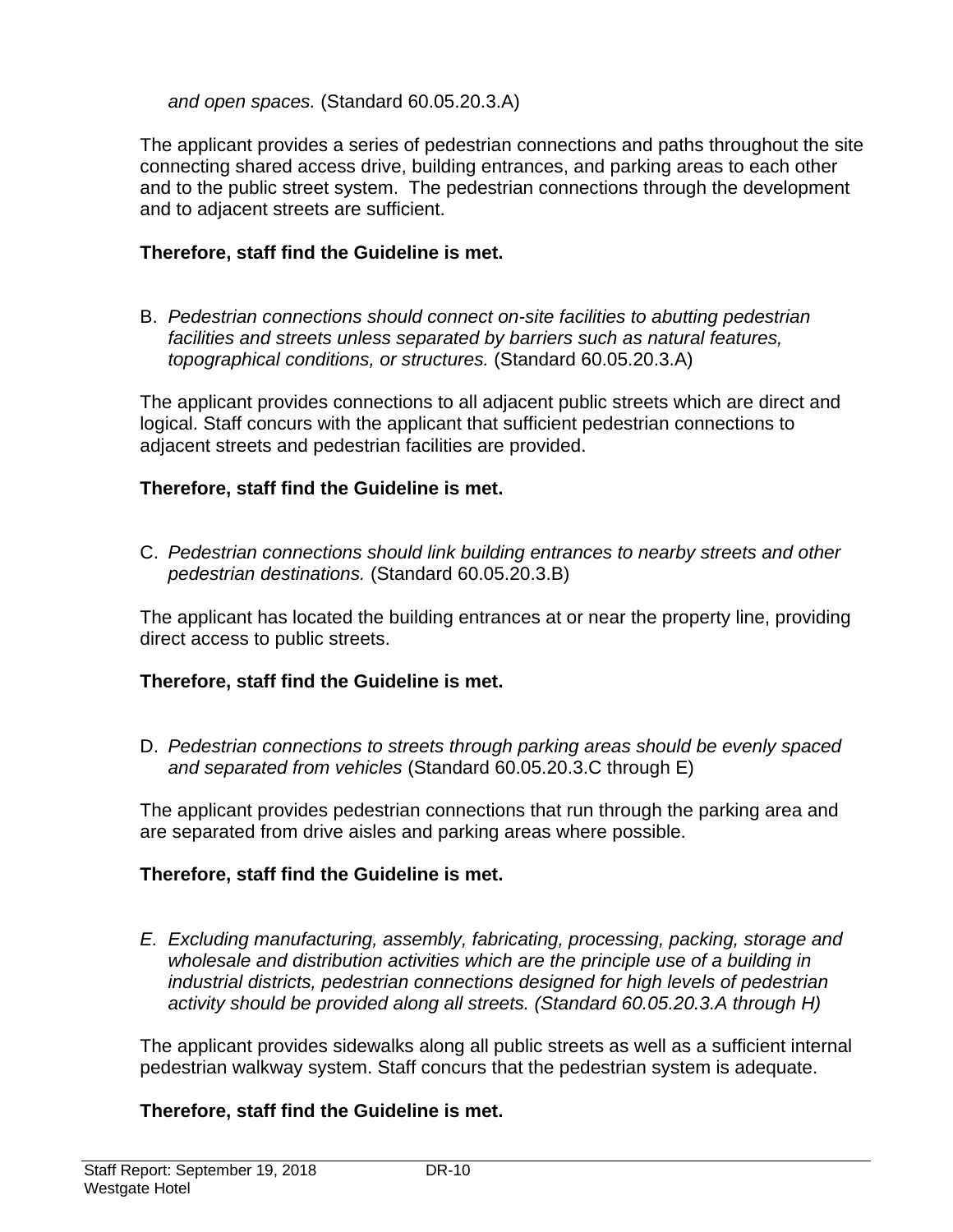*and open spaces.* (Standard 60.05.20.3.A)

The applicant provides a series of pedestrian connections and paths throughout the site connecting shared access drive, building entrances, and parking areas to each other and to the public street system. The pedestrian connections through the development and to adjacent streets are sufficient.

**Therefore, staff find the Guideline is met.**

B. *Pedestrian connections should connect on-site facilities to abutting pedestrian facilities and streets unless separated by barriers such as natural features, topographical conditions, or structures.* (Standard 60.05.20.3.A)

The applicant provides connections to all adjacent public streets which are direct and logical. Staff concurs with the applicant that sufficient pedestrian connections to adjacent streets and pedestrian facilities are provided.

**Therefore, staff find the Guideline is met.**

C. *Pedestrian connections should link building entrances to nearby streets and other pedestrian destinations.* (Standard 60.05.20.3.B)

The applicant has located the building entrances at or near the property line, providing direct access to public streets.

**Therefore, staff find the Guideline is met.**

D. *Pedestrian connections to streets through parking areas should be evenly spaced and separated from vehicles* (Standard 60.05.20.3.C through E)

The applicant provides pedestrian connections that run through the parking area and are separated from drive aisles and parking areas where possible.

**Therefore, staff find the Guideline is met.**

*E. Excluding manufacturing, assembly, fabricating, processing, packing, storage and wholesale and distribution activities which are the principle use of a building in industrial districts, pedestrian connections designed for high levels of pedestrian activity should be provided along all streets. (Standard 60.05.20.3.A through H)*

The applicant provides sidewalks along all public streets as well as a sufficient internal pedestrian walkway system. Staff concurs that the pedestrian system is adequate.

**Therefore, staff find the Guideline is met.**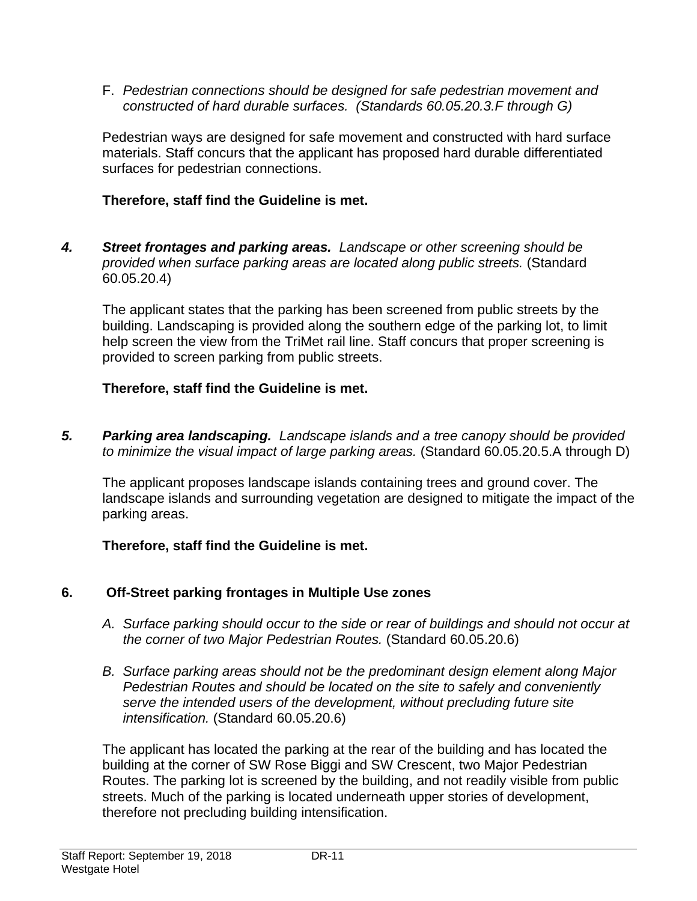F. *Pedestrian connections should be designed for safe pedestrian movement and constructed of hard durable surfaces. (Standards 60.05.20.3.F through G)*

Pedestrian ways are designed for safe movement and constructed with hard surface materials. Staff concurs that the applicant has proposed hard durable differentiated surfaces for pedestrian connections.

**Therefore, staff find the Guideline is met.**

***4. Street frontages and parking areas.*** *Landscape or other screening should be provided when surface parking areas are located along public streets.* (Standard 60.05.20.4)

The applicant states that the parking has been screened from public streets by the building. Landscaping is provided along the southern edge of the parking lot, to limit help screen the view from the TriMet rail line. Staff concurs that proper screening is provided to screen parking from public streets.

**Therefore, staff find the Guideline is met.**

***5. Parking area landscaping.*** *Landscape islands and a tree canopy should be provided to minimize the visual impact of large parking areas.* (Standard 60.05.20.5.A through D)

The applicant proposes landscape islands containing trees and ground cover. The landscape islands and surrounding vegetation are designed to mitigate the impact of the parking areas.

**Therefore, staff find the Guideline is met.**

**6. Off-Street parking frontages in Multiple Use zones**

A. *Surface parking should occur to the side or rear of buildings and should not occur at the corner of two Major Pedestrian Routes.* (Standard 60.05.20.6)

B. *Surface parking areas should not be the predominant design element along Major Pedestrian Routes and should be located on the site to safely and conveniently serve the intended users of the development, without precluding future site intensification.* (Standard 60.05.20.6)

The applicant has located the parking at the rear of the building and has located the building at the corner of SW Rose Biggi and SW Crescent, two Major Pedestrian Routes. The parking lot is screened by the building, and not readily visible from public streets. Much of the parking is located underneath upper stories of development, therefore not precluding building intensification.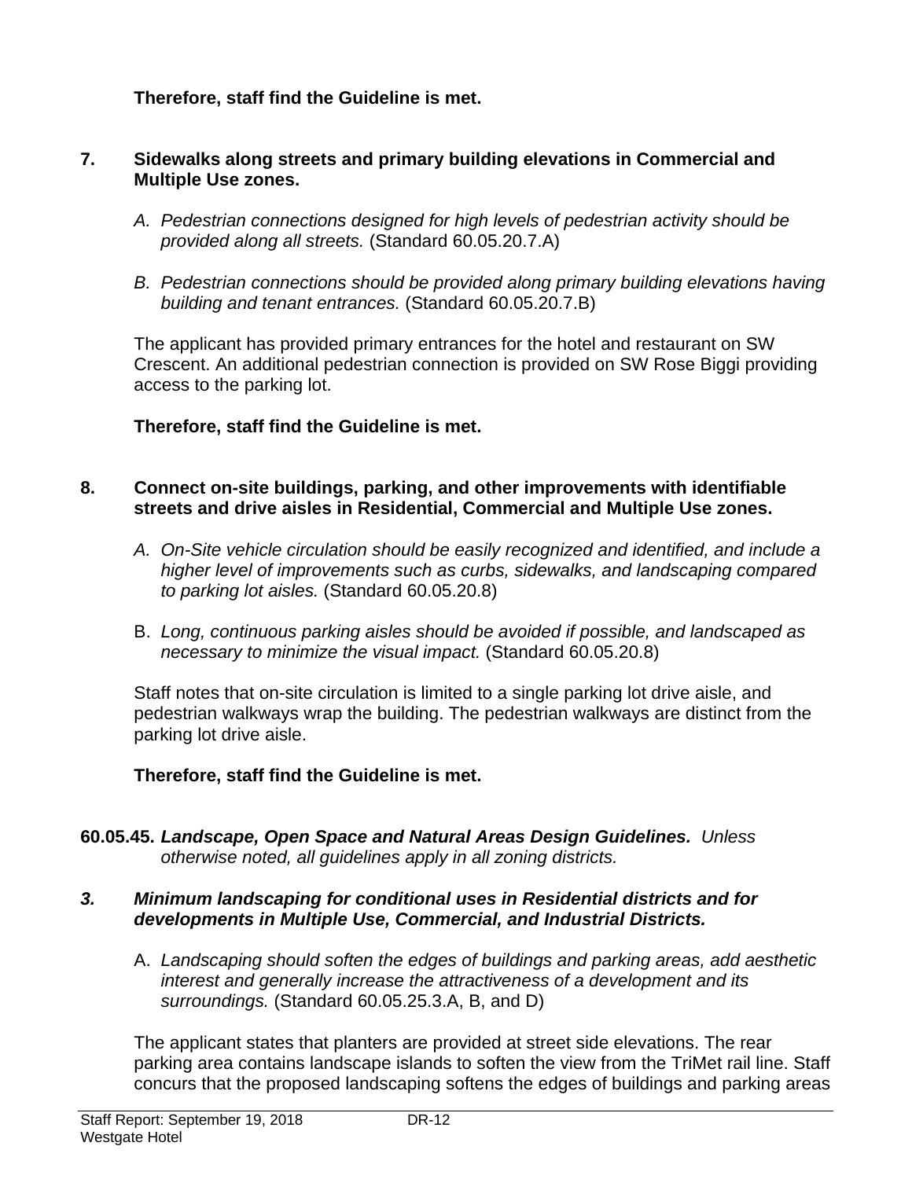**Therefore, staff find the Guideline is met.**

**7. Sidewalks along streets and primary building elevations in Commercial and Multiple Use zones.**

A. *Pedestrian connections designed for high levels of pedestrian activity should be provided along all streets.* (Standard 60.05.20.7.A)

B. *Pedestrian connections should be provided along primary building elevations having building and tenant entrances.* (Standard 60.05.20.7.B)

The applicant has provided primary entrances for the hotel and restaurant on SW Crescent. An additional pedestrian connection is provided on SW Rose Biggi providing access to the parking lot.

**Therefore, staff find the Guideline is met.**

**8. Connect on-site buildings, parking, and other improvements with identifiable streets and drive aisles in Residential, Commercial and Multiple Use zones.**

A. *On-Site vehicle circulation should be easily recognized and identified, and include a higher level of improvements such as curbs, sidewalks, and landscaping compared to parking lot aisles.* (Standard 60.05.20.8)

B. *Long, continuous parking aisles should be avoided if possible, and landscaped as necessary to minimize the visual impact.* (Standard 60.05.20.8)

Staff notes that on-site circulation is limited to a single parking lot drive aisle, and pedestrian walkways wrap the building. The pedestrian walkways are distinct from the parking lot drive aisle.

**Therefore, staff find the Guideline is met.**

**60.05.45.** ***Landscape, Open Space and Natural Areas Design Guidelines.*** *Unless otherwise noted, all guidelines apply in all zoning districts.*

***3. Minimum landscaping for conditional uses in Residential districts and for developments in Multiple Use, Commercial, and Industrial Districts.***

A. *Landscaping should soften the edges of buildings and parking areas, add aesthetic interest and generally increase the attractiveness of a development and its surroundings.* (Standard 60.05.25.3.A, B, and D)

The applicant states that planters are provided at street side elevations. The rear parking area contains landscape islands to soften the view from the TriMet rail line. Staff concurs that the proposed landscaping softens the edges of buildings and parking areas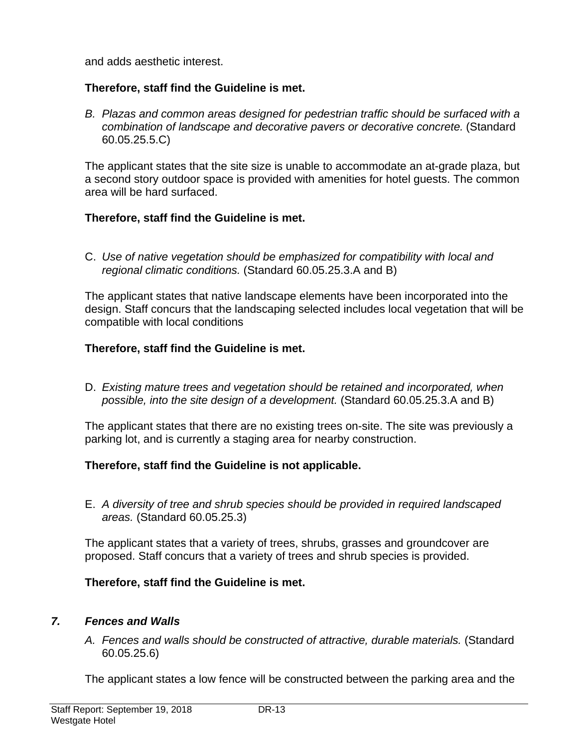and adds aesthetic interest.

**Therefore, staff find the Guideline is met.**

B. *Plazas and common areas designed for pedestrian traffic should be surfaced with a combination of landscape and decorative pavers or decorative concrete.* (Standard 60.05.25.5.C)

The applicant states that the site size is unable to accommodate an at-grade plaza, but a second story outdoor space is provided with amenities for hotel guests. The common area will be hard surfaced.

**Therefore, staff find the Guideline is met.**

C. *Use of native vegetation should be emphasized for compatibility with local and regional climatic conditions.* (Standard 60.05.25.3.A and B)

The applicant states that native landscape elements have been incorporated into the design. Staff concurs that the landscaping selected includes local vegetation that will be compatible with local conditions

**Therefore, staff find the Guideline is met.**

D. *Existing mature trees and vegetation should be retained and incorporated, when possible, into the site design of a development.* (Standard 60.05.25.3.A and B)

The applicant states that there are no existing trees on-site. The site was previously a parking lot, and is currently a staging area for nearby construction.

**Therefore, staff find the Guideline is not applicable.**

E. *A diversity of tree and shrub species should be provided in required landscaped areas.* (Standard 60.05.25.3)

The applicant states that a variety of trees, shrubs, grasses and groundcover are proposed. Staff concurs that a variety of trees and shrub species is provided.

**Therefore, staff find the Guideline is met.**

***7. Fences and Walls***

A. *Fences and walls should be constructed of attractive, durable materials.* (Standard 60.05.25.6)

The applicant states a low fence will be constructed between the parking area and the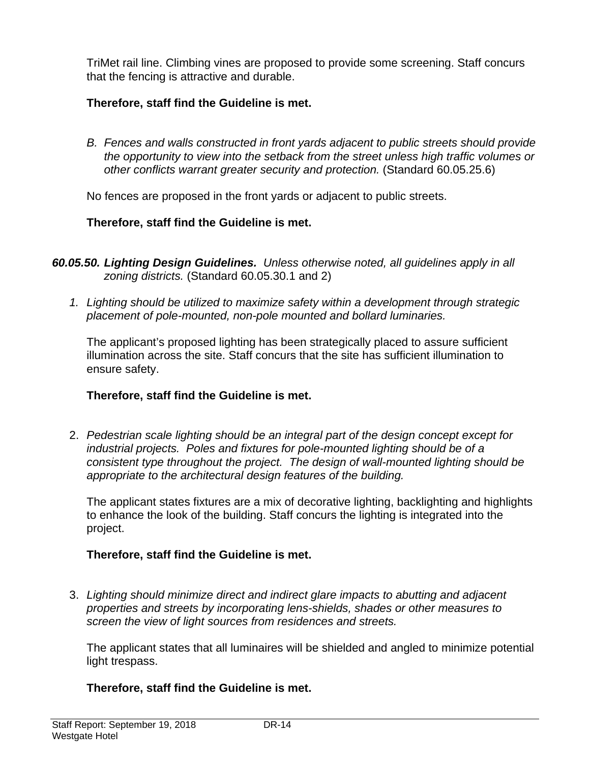TriMet rail line. Climbing vines are proposed to provide some screening. Staff concurs that the fencing is attractive and durable.

**Therefore, staff find the Guideline is met.**

B. *Fences and walls constructed in front yards adjacent to public streets should provide the opportunity to view into the setback from the street unless high traffic volumes or other conflicts warrant greater security and protection.* (Standard 60.05.25.6)

No fences are proposed in the front yards or adjacent to public streets.

**Therefore, staff find the Guideline is met.**

***60.05.50. Lighting Design Guidelines.*** *Unless otherwise noted, all guidelines apply in all zoning districts.* (Standard 60.05.30.1 and 2)

1. *Lighting should be utilized to maximize safety within a development through strategic placement of pole-mounted, non-pole mounted and bollard luminaries.*

   The applicant's proposed lighting has been strategically placed to assure sufficient illumination across the site. Staff concurs that the site has sufficient illumination to ensure safety.

   **Therefore, staff find the Guideline is met.**

2. *Pedestrian scale lighting should be an integral part of the design concept except for industrial projects. Poles and fixtures for pole-mounted lighting should be of a consistent type throughout the project. The design of wall-mounted lighting should be appropriate to the architectural design features of the building.*

   The applicant states fixtures are a mix of decorative lighting, backlighting and highlights to enhance the look of the building. Staff concurs the lighting is integrated into the project.

   **Therefore, staff find the Guideline is met.**

3. *Lighting should minimize direct and indirect glare impacts to abutting and adjacent properties and streets by incorporating lens-shields, shades or other measures to screen the view of light sources from residences and streets.*

   The applicant states that all luminaires will be shielded and angled to minimize potential light trespass.

   **Therefore, staff find the Guideline is met.**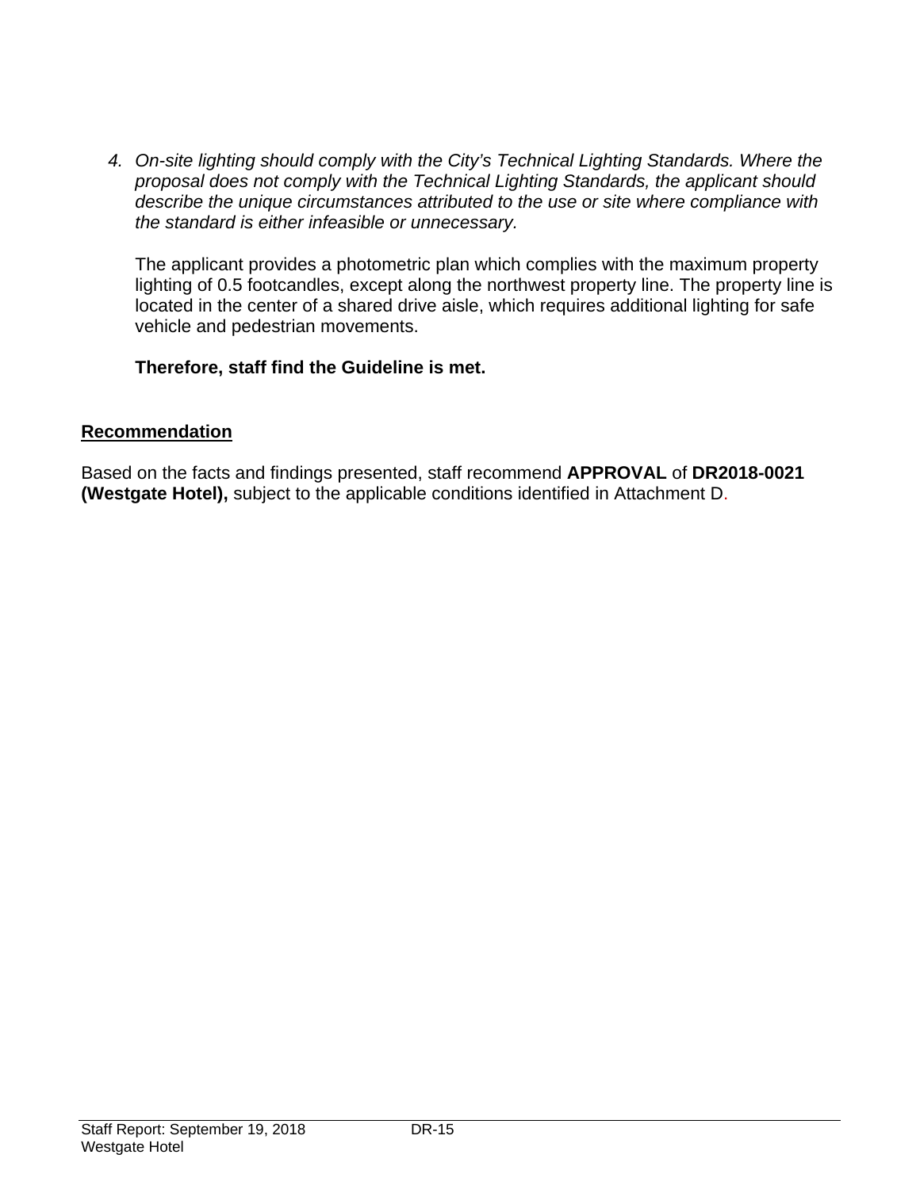4. *On-site lighting should comply with the City's Technical Lighting Standards. Where the proposal does not comply with the Technical Lighting Standards, the applicant should describe the unique circumstances attributed to the use or site where compliance with the standard is either infeasible or unnecessary.*

   The applicant provides a photometric plan which complies with the maximum property lighting of 0.5 footcandles, except along the northwest property line. The property line is located in the center of a shared drive aisle, which requires additional lighting for safe vehicle and pedestrian movements.

   **Therefore, staff find the Guideline is met.**

## Recommendation

Based on the facts and findings presented, staff recommend **APPROVAL** of **DR2018-0021 (Westgate Hotel),** subject to the applicable conditions identified in Attachment D.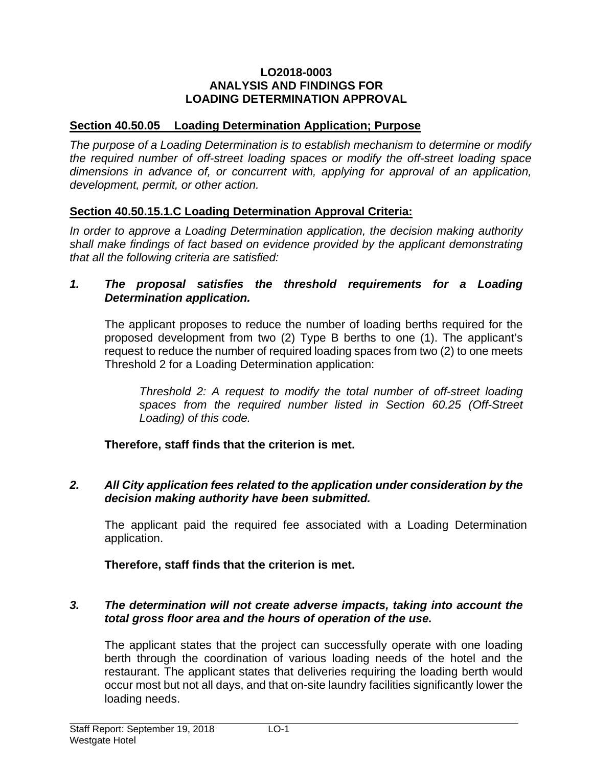**LO2018-0003**
**ANALYSIS AND FINDINGS FOR**
**LOADING DETERMINATION APPROVAL**

## Section 40.50.05 Loading Determination Application; Purpose

*The purpose of a Loading Determination is to establish mechanism to determine or modify the required number of off-street loading spaces or modify the off-street loading space dimensions in advance of, or concurrent with, applying for approval of an application, development, permit, or other action.*

## Section 40.50.15.1.C Loading Determination Approval Criteria:

*In order to approve a Loading Determination application, the decision making authority shall make findings of fact based on evidence provided by the applicant demonstrating that all the following criteria are satisfied:*

***1. The proposal satisfies the threshold requirements for a Loading Determination application.***

The applicant proposes to reduce the number of loading berths required for the proposed development from two (2) Type B berths to one (1). The applicant's request to reduce the number of required loading spaces from two (2) to one meets Threshold 2 for a Loading Determination application:

> *Threshold 2: A request to modify the total number of off-street loading spaces from the required number listed in Section 60.25 (Off-Street Loading) of this code.*

**Therefore, staff finds that the criterion is met.**

***2. All City application fees related to the application under consideration by the decision making authority have been submitted.***

The applicant paid the required fee associated with a Loading Determination application.

**Therefore, staff finds that the criterion is met.**

***3. The determination will not create adverse impacts, taking into account the total gross floor area and the hours of operation of the use.***

The applicant states that the project can successfully operate with one loading berth through the coordination of various loading needs of the hotel and the restaurant. The applicant states that deliveries requiring the loading berth would occur most but not all days, and that on-site laundry facilities significantly lower the loading needs.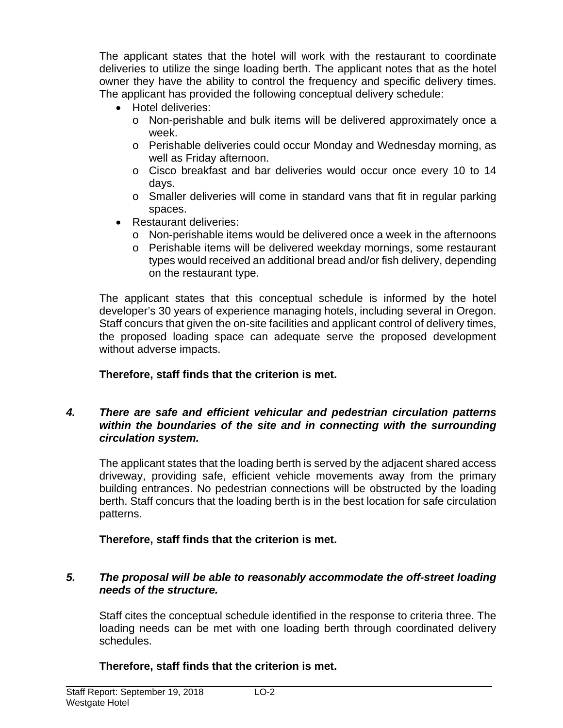The applicant states that the hotel will work with the restaurant to coordinate deliveries to utilize the singe loading berth. The applicant notes that as the hotel owner they have the ability to control the frequency and specific delivery times. The applicant has provided the following conceptual delivery schedule:

- Hotel deliveries:
  - Non-perishable and bulk items will be delivered approximately once a week.
  - Perishable deliveries could occur Monday and Wednesday morning, as well as Friday afternoon.
  - Cisco breakfast and bar deliveries would occur once every 10 to 14 days.
  - Smaller deliveries will come in standard vans that fit in regular parking spaces.
- Restaurant deliveries:
  - Non-perishable items would be delivered once a week in the afternoons
  - Perishable items will be delivered weekday mornings, some restaurant types would received an additional bread and/or fish delivery, depending on the restaurant type.

The applicant states that this conceptual schedule is informed by the hotel developer's 30 years of experience managing hotels, including several in Oregon. Staff concurs that given the on-site facilities and applicant control of delivery times, the proposed loading space can adequate serve the proposed development without adverse impacts.

**Therefore, staff finds that the criterion is met.**

***4. There are safe and efficient vehicular and pedestrian circulation patterns within the boundaries of the site and in connecting with the surrounding circulation system.***

The applicant states that the loading berth is served by the adjacent shared access driveway, providing safe, efficient vehicle movements away from the primary building entrances. No pedestrian connections will be obstructed by the loading berth. Staff concurs that the loading berth is in the best location for safe circulation patterns.

**Therefore, staff finds that the criterion is met.**

***5. The proposal will be able to reasonably accommodate the off-street loading needs of the structure.***

Staff cites the conceptual schedule identified in the response to criteria three. The loading needs can be met with one loading berth through coordinated delivery schedules.

**Therefore, staff finds that the criterion is met.**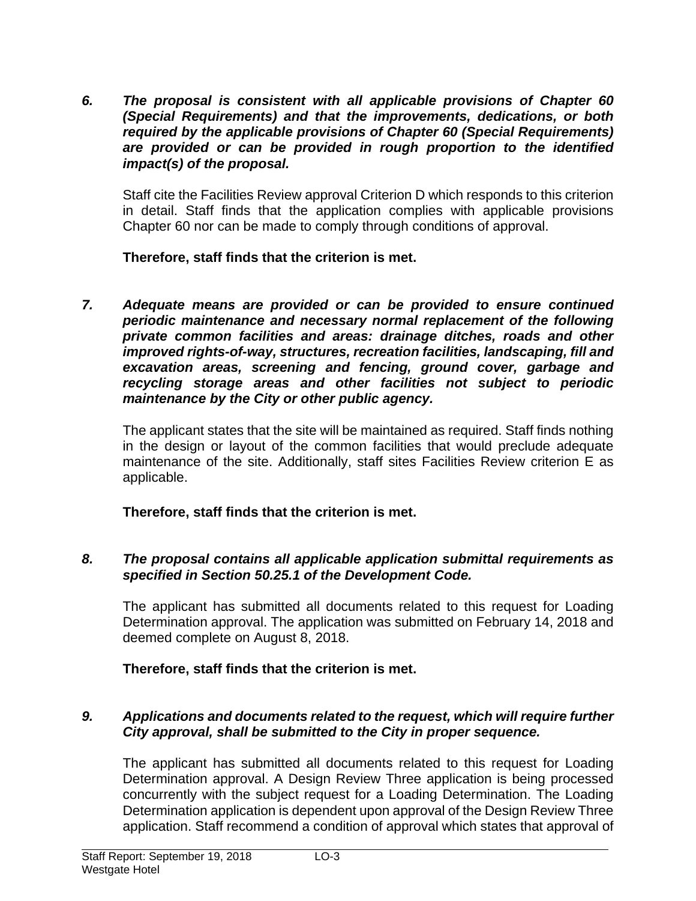*6. **The proposal is consistent with all applicable provisions of Chapter 60 (Special Requirements) and that the improvements, dedications, or both required by the applicable provisions of Chapter 60 (Special Requirements) are provided or can be provided in rough proportion to the identified impact(s) of the proposal.***

Staff cite the Facilities Review approval Criterion D which responds to this criterion in detail. Staff finds that the application complies with applicable provisions Chapter 60 nor can be made to comply through conditions of approval.

**Therefore, staff finds that the criterion is met.**

*7. **Adequate means are provided or can be provided to ensure continued periodic maintenance and necessary normal replacement of the following private common facilities and areas: drainage ditches, roads and other improved rights-of-way, structures, recreation facilities, landscaping, fill and excavation areas, screening and fencing, ground cover, garbage and recycling storage areas and other facilities not subject to periodic maintenance by the City or other public agency.***

The applicant states that the site will be maintained as required. Staff finds nothing in the design or layout of the common facilities that would preclude adequate maintenance of the site. Additionally, staff sites Facilities Review criterion E as applicable.

**Therefore, staff finds that the criterion is met.**

*8. **The proposal contains all applicable application submittal requirements as specified in Section 50.25.1 of the Development Code.***

The applicant has submitted all documents related to this request for Loading Determination approval. The application was submitted on February 14, 2018 and deemed complete on August 8, 2018.

**Therefore, staff finds that the criterion is met.**

*9. **Applications and documents related to the request, which will require further City approval, shall be submitted to the City in proper sequence.***

The applicant has submitted all documents related to this request for Loading Determination approval. A Design Review Three application is being processed concurrently with the subject request for a Loading Determination. The Loading Determination application is dependent upon approval of the Design Review Three application. Staff recommend a condition of approval which states that approval of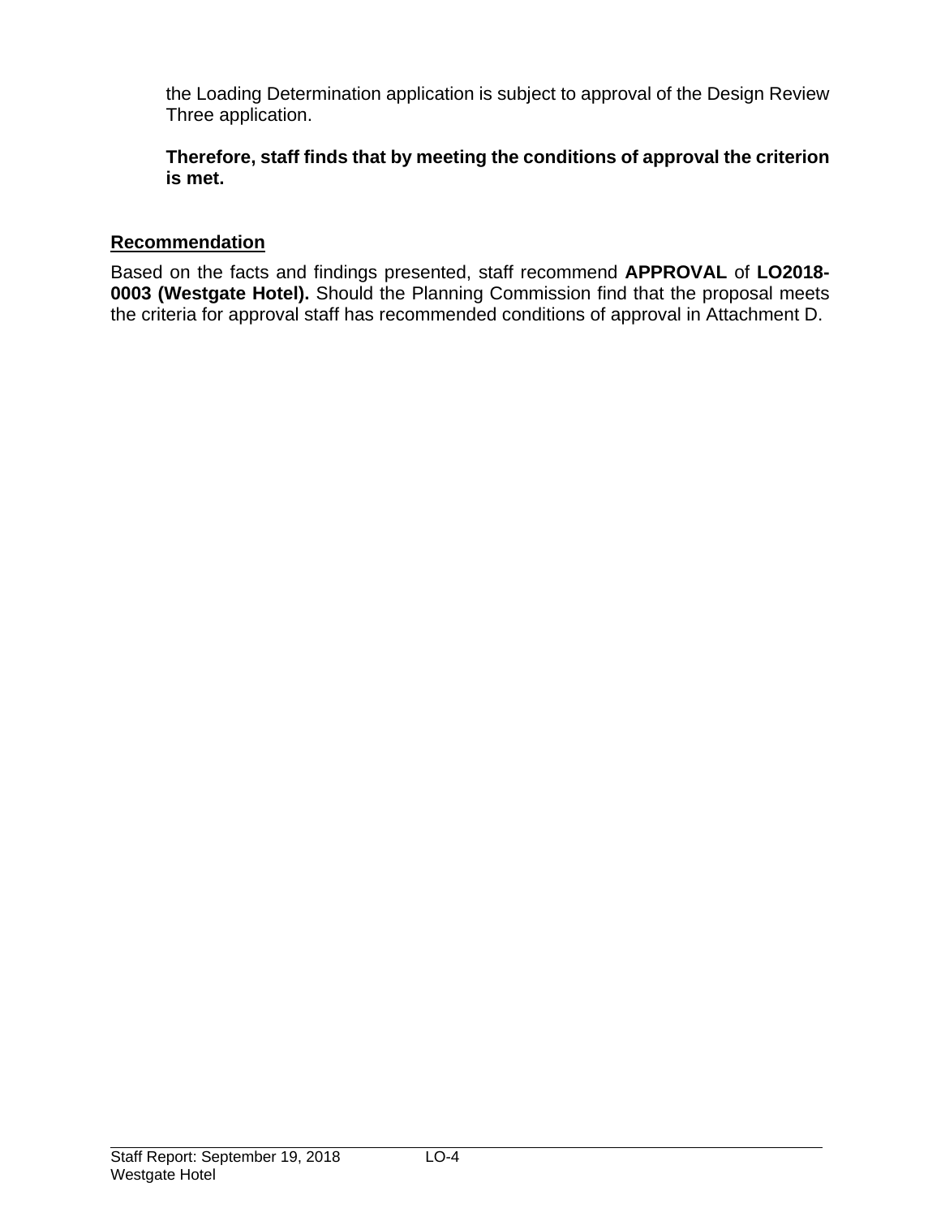the Loading Determination application is subject to approval of the Design Review Three application.

**Therefore, staff finds that by meeting the conditions of approval the criterion is met.**

## Recommendation

Based on the facts and findings presented, staff recommend **APPROVAL** of **LO2018-0003 (Westgate Hotel).** Should the Planning Commission find that the proposal meets the criteria for approval staff has recommended conditions of approval in Attachment D.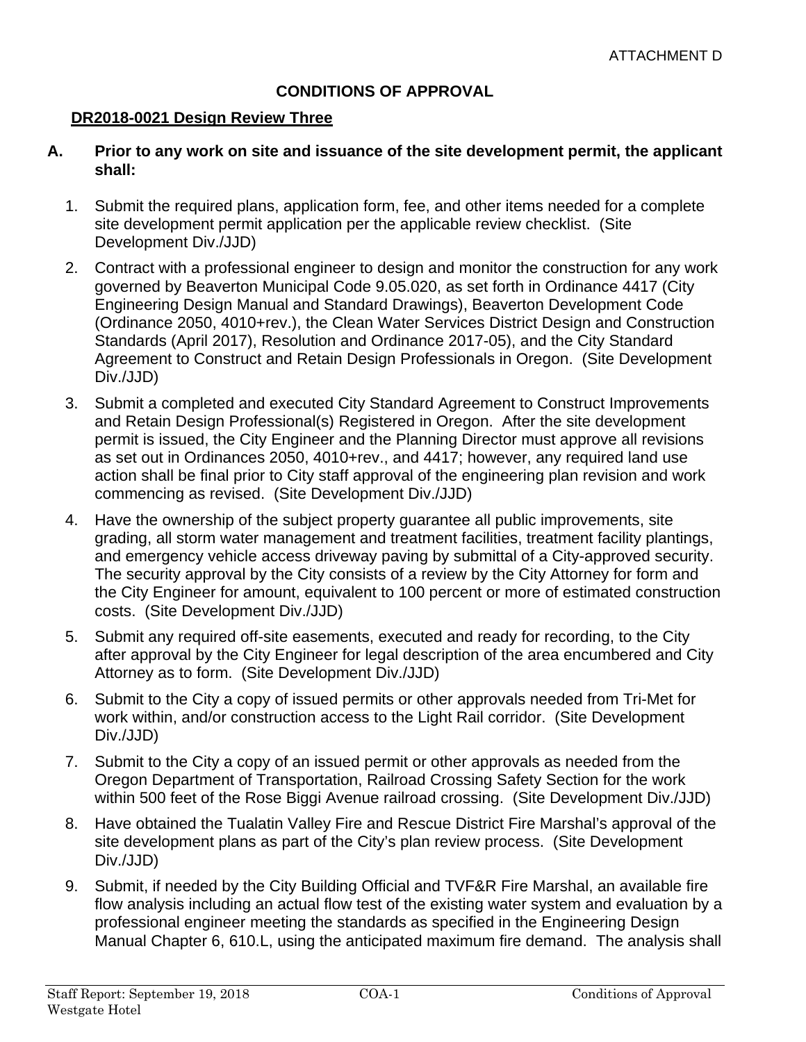ATTACHMENT D

# CONDITIONS OF APPROVAL

## DR2018-0021 Design Review Three

**A. Prior to any work on site and issuance of the site development permit, the applicant shall:**

1. Submit the required plans, application form, fee, and other items needed for a complete site development permit application per the applicable review checklist. (Site Development Div./JJD)
2. Contract with a professional engineer to design and monitor the construction for any work governed by Beaverton Municipal Code 9.05.020, as set forth in Ordinance 4417 (City Engineering Design Manual and Standard Drawings), Beaverton Development Code (Ordinance 2050, 4010+rev.), the Clean Water Services District Design and Construction Standards (April 2017), Resolution and Ordinance 2017-05), and the City Standard Agreement to Construct and Retain Design Professionals in Oregon. (Site Development Div./JJD)
3. Submit a completed and executed City Standard Agreement to Construct Improvements and Retain Design Professional(s) Registered in Oregon. After the site development permit is issued, the City Engineer and the Planning Director must approve all revisions as set out in Ordinances 2050, 4010+rev., and 4417; however, any required land use action shall be final prior to City staff approval of the engineering plan revision and work commencing as revised. (Site Development Div./JJD)
4. Have the ownership of the subject property guarantee all public improvements, site grading, all storm water management and treatment facilities, treatment facility plantings, and emergency vehicle access driveway paving by submittal of a City-approved security. The security approval by the City consists of a review by the City Attorney for form and the City Engineer for amount, equivalent to 100 percent or more of estimated construction costs. (Site Development Div./JJD)
5. Submit any required off-site easements, executed and ready for recording, to the City after approval by the City Engineer for legal description of the area encumbered and City Attorney as to form. (Site Development Div./JJD)
6. Submit to the City a copy of issued permits or other approvals needed from Tri-Met for work within, and/or construction access to the Light Rail corridor. (Site Development Div./JJD)
7. Submit to the City a copy of an issued permit or other approvals as needed from the Oregon Department of Transportation, Railroad Crossing Safety Section for the work within 500 feet of the Rose Biggi Avenue railroad crossing. (Site Development Div./JJD)
8. Have obtained the Tualatin Valley Fire and Rescue District Fire Marshal's approval of the site development plans as part of the City's plan review process. (Site Development Div./JJD)
9. Submit, if needed by the City Building Official and TVF&R Fire Marshal, an available fire flow analysis including an actual flow test of the existing water system and evaluation by a professional engineer meeting the standards as specified in the Engineering Design Manual Chapter 6, 610.L, using the anticipated maximum fire demand. The analysis shall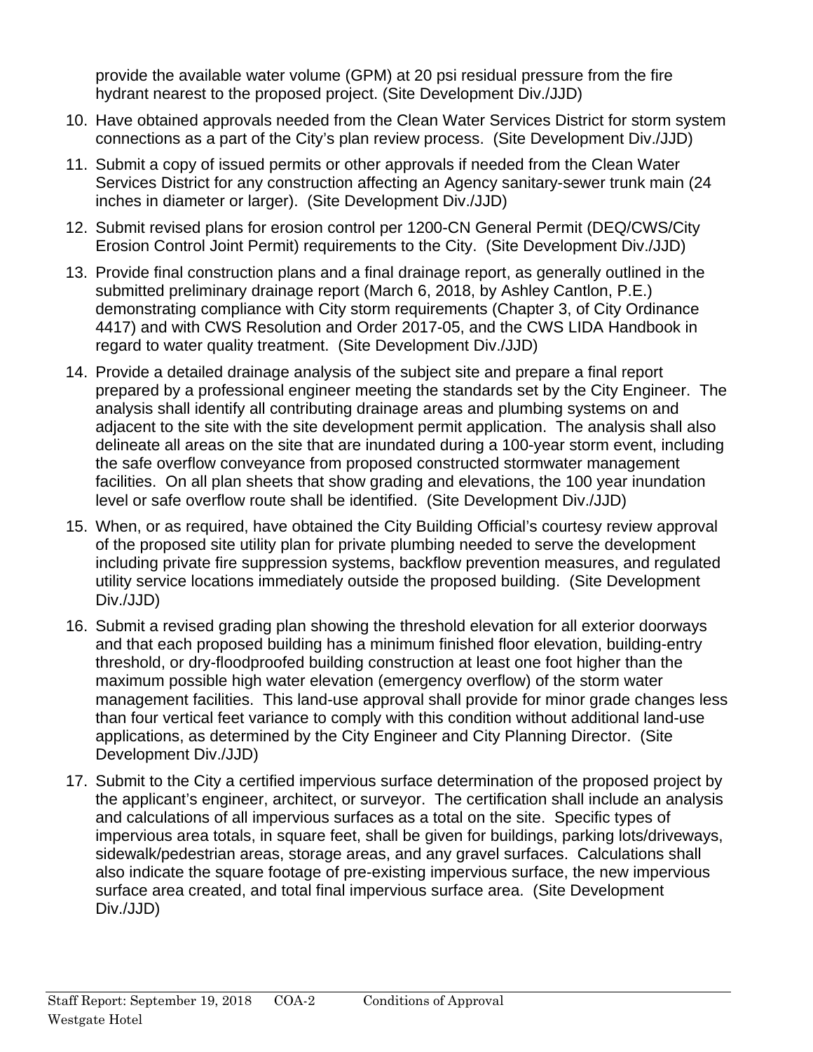provide the available water volume (GPM) at 20 psi residual pressure from the fire hydrant nearest to the proposed project. (Site Development Div./JJD)

10. Have obtained approvals needed from the Clean Water Services District for storm system connections as a part of the City's plan review process. (Site Development Div./JJD)

11. Submit a copy of issued permits or other approvals if needed from the Clean Water Services District for any construction affecting an Agency sanitary-sewer trunk main (24 inches in diameter or larger). (Site Development Div./JJD)

12. Submit revised plans for erosion control per 1200-CN General Permit (DEQ/CWS/City Erosion Control Joint Permit) requirements to the City. (Site Development Div./JJD)

13. Provide final construction plans and a final drainage report, as generally outlined in the submitted preliminary drainage report (March 6, 2018, by Ashley Cantlon, P.E.) demonstrating compliance with City storm requirements (Chapter 3, of City Ordinance 4417) and with CWS Resolution and Order 2017-05, and the CWS LIDA Handbook in regard to water quality treatment. (Site Development Div./JJD)

14. Provide a detailed drainage analysis of the subject site and prepare a final report prepared by a professional engineer meeting the standards set by the City Engineer. The analysis shall identify all contributing drainage areas and plumbing systems on and adjacent to the site with the site development permit application. The analysis shall also delineate all areas on the site that are inundated during a 100-year storm event, including the safe overflow conveyance from proposed constructed stormwater management facilities. On all plan sheets that show grading and elevations, the 100 year inundation level or safe overflow route shall be identified. (Site Development Div./JJD)

15. When, or as required, have obtained the City Building Official's courtesy review approval of the proposed site utility plan for private plumbing needed to serve the development including private fire suppression systems, backflow prevention measures, and regulated utility service locations immediately outside the proposed building. (Site Development Div./JJD)

16. Submit a revised grading plan showing the threshold elevation for all exterior doorways and that each proposed building has a minimum finished floor elevation, building-entry threshold, or dry-floodproofed building construction at least one foot higher than the maximum possible high water elevation (emergency overflow) of the storm water management facilities. This land-use approval shall provide for minor grade changes less than four vertical feet variance to comply with this condition without additional land-use applications, as determined by the City Engineer and City Planning Director. (Site Development Div./JJD)

17. Submit to the City a certified impervious surface determination of the proposed project by the applicant's engineer, architect, or surveyor. The certification shall include an analysis and calculations of all impervious surfaces as a total on the site. Specific types of impervious area totals, in square feet, shall be given for buildings, parking lots/driveways, sidewalk/pedestrian areas, storage areas, and any gravel surfaces. Calculations shall also indicate the square footage of pre-existing impervious surface, the new impervious surface area created, and total final impervious surface area. (Site Development Div./JJD)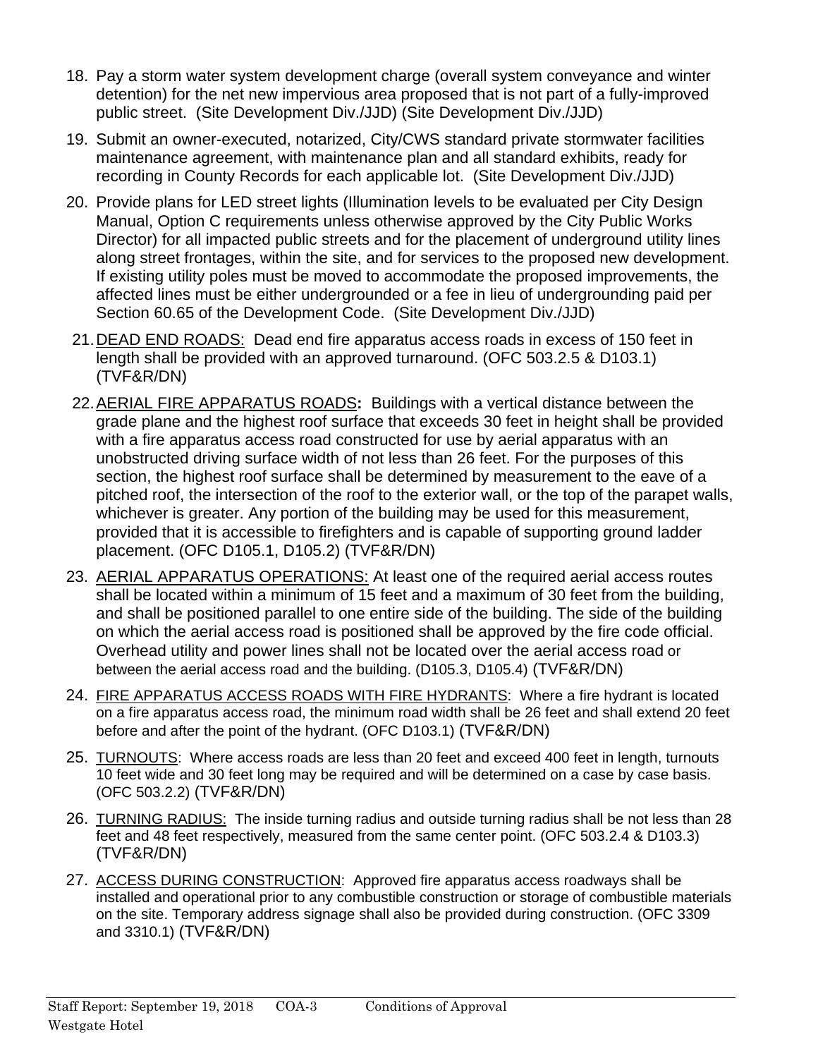18. Pay a storm water system development charge (overall system conveyance and winter detention) for the net new impervious area proposed that is not part of a fully-improved public street. (Site Development Div./JJD) (Site Development Div./JJD)

19. Submit an owner-executed, notarized, City/CWS standard private stormwater facilities maintenance agreement, with maintenance plan and all standard exhibits, ready for recording in County Records for each applicable lot. (Site Development Div./JJD)

20. Provide plans for LED street lights (Illumination levels to be evaluated per City Design Manual, Option C requirements unless otherwise approved by the City Public Works Director) for all impacted public streets and for the placement of underground utility lines along street frontages, within the site, and for services to the proposed new development. If existing utility poles must be moved to accommodate the proposed improvements, the affected lines must be either undergrounded or a fee in lieu of undergrounding paid per Section 60.65 of the Development Code. (Site Development Div./JJD)

21. DEAD END ROADS: Dead end fire apparatus access roads in excess of 150 feet in length shall be provided with an approved turnaround. (OFC 503.2.5 & D103.1) (TVF&R/DN)

22. AERIAL FIRE APPARATUS ROADS**:** Buildings with a vertical distance between the grade plane and the highest roof surface that exceeds 30 feet in height shall be provided with a fire apparatus access road constructed for use by aerial apparatus with an unobstructed driving surface width of not less than 26 feet. For the purposes of this section, the highest roof surface shall be determined by measurement to the eave of a pitched roof, the intersection of the roof to the exterior wall, or the top of the parapet walls, whichever is greater. Any portion of the building may be used for this measurement, provided that it is accessible to firefighters and is capable of supporting ground ladder placement. (OFC D105.1, D105.2) (TVF&R/DN)

23. AERIAL APPARATUS OPERATIONS: At least one of the required aerial access routes shall be located within a minimum of 15 feet and a maximum of 30 feet from the building, and shall be positioned parallel to one entire side of the building. The side of the building on which the aerial access road is positioned shall be approved by the fire code official. Overhead utility and power lines shall not be located over the aerial access road or between the aerial access road and the building. (D105.3, D105.4) (TVF&R/DN)

24. FIRE APPARATUS ACCESS ROADS WITH FIRE HYDRANTS: Where a fire hydrant is located on a fire apparatus access road, the minimum road width shall be 26 feet and shall extend 20 feet before and after the point of the hydrant. (OFC D103.1) (TVF&R/DN)

25. TURNOUTS: Where access roads are less than 20 feet and exceed 400 feet in length, turnouts 10 feet wide and 30 feet long may be required and will be determined on a case by case basis. (OFC 503.2.2) (TVF&R/DN)

26. TURNING RADIUS: The inside turning radius and outside turning radius shall be not less than 28 feet and 48 feet respectively, measured from the same center point. (OFC 503.2.4 & D103.3) (TVF&R/DN)

27. ACCESS DURING CONSTRUCTION: Approved fire apparatus access roadways shall be installed and operational prior to any combustible construction or storage of combustible materials on the site. Temporary address signage shall also be provided during construction. (OFC 3309 and 3310.1) (TVF&R/DN)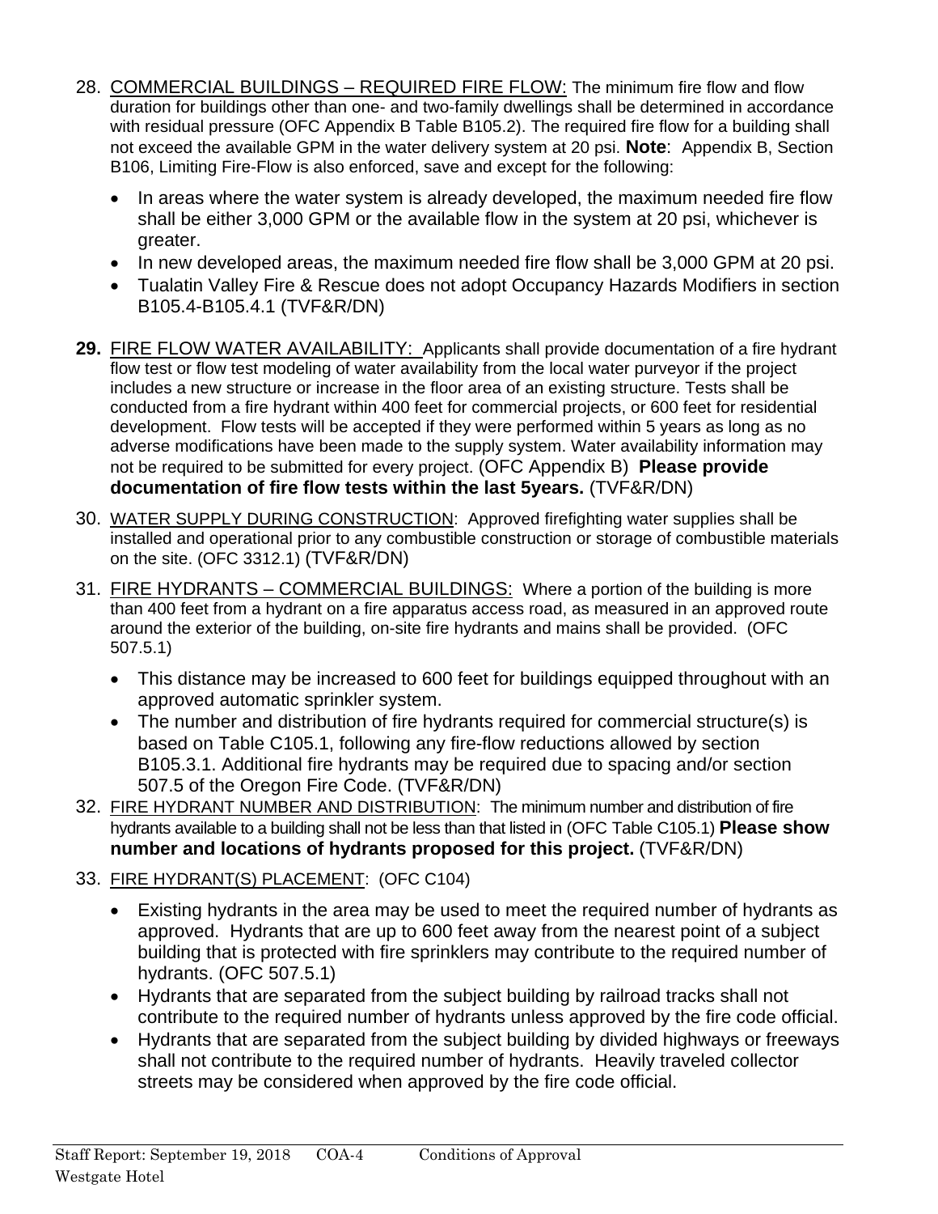28. COMMERCIAL BUILDINGS – REQUIRED FIRE FLOW: The minimum fire flow and flow duration for buildings other than one- and two-family dwellings shall be determined in accordance with residual pressure (OFC Appendix B Table B105.2). The required fire flow for a building shall not exceed the available GPM in the water delivery system at 20 psi. **Note**: Appendix B, Section B106, Limiting Fire-Flow is also enforced, save and except for the following:

    - In areas where the water system is already developed, the maximum needed fire flow shall be either 3,000 GPM or the available flow in the system at 20 psi, whichever is greater.
    - In new developed areas, the maximum needed fire flow shall be 3,000 GPM at 20 psi.
    - Tualatin Valley Fire & Rescue does not adopt Occupancy Hazards Modifiers in section B105.4-B105.4.1 (TVF&R/DN)

29. FIRE FLOW WATER AVAILABILITY: Applicants shall provide documentation of a fire hydrant flow test or flow test modeling of water availability from the local water purveyor if the project includes a new structure or increase in the floor area of an existing structure. Tests shall be conducted from a fire hydrant within 400 feet for commercial projects, or 600 feet for residential development. Flow tests will be accepted if they were performed within 5 years as long as no adverse modifications have been made to the supply system. Water availability information may not be required to be submitted for every project. (OFC Appendix B) **Please provide documentation of fire flow tests within the last 5years.** (TVF&R/DN)

30. WATER SUPPLY DURING CONSTRUCTION: Approved firefighting water supplies shall be installed and operational prior to any combustible construction or storage of combustible materials on the site. (OFC 3312.1) (TVF&R/DN)

31. FIRE HYDRANTS – COMMERCIAL BUILDINGS: Where a portion of the building is more than 400 feet from a hydrant on a fire apparatus access road, as measured in an approved route around the exterior of the building, on-site fire hydrants and mains shall be provided. (OFC 507.5.1)

    - This distance may be increased to 600 feet for buildings equipped throughout with an approved automatic sprinkler system.
    - The number and distribution of fire hydrants required for commercial structure(s) is based on Table C105.1, following any fire-flow reductions allowed by section B105.3.1. Additional fire hydrants may be required due to spacing and/or section 507.5 of the Oregon Fire Code. (TVF&R/DN)

32. FIRE HYDRANT NUMBER AND DISTRIBUTION: The minimum number and distribution of fire hydrants available to a building shall not be less than that listed in (OFC Table C105.1) **Please show number and locations of hydrants proposed for this project.** (TVF&R/DN)

33. FIRE HYDRANT(S) PLACEMENT: (OFC C104)

    - Existing hydrants in the area may be used to meet the required number of hydrants as approved. Hydrants that are up to 600 feet away from the nearest point of a subject building that is protected with fire sprinklers may contribute to the required number of hydrants. (OFC 507.5.1)
    - Hydrants that are separated from the subject building by railroad tracks shall not contribute to the required number of hydrants unless approved by the fire code official.
    - Hydrants that are separated from the subject building by divided highways or freeways shall not contribute to the required number of hydrants. Heavily traveled collector streets may be considered when approved by the fire code official.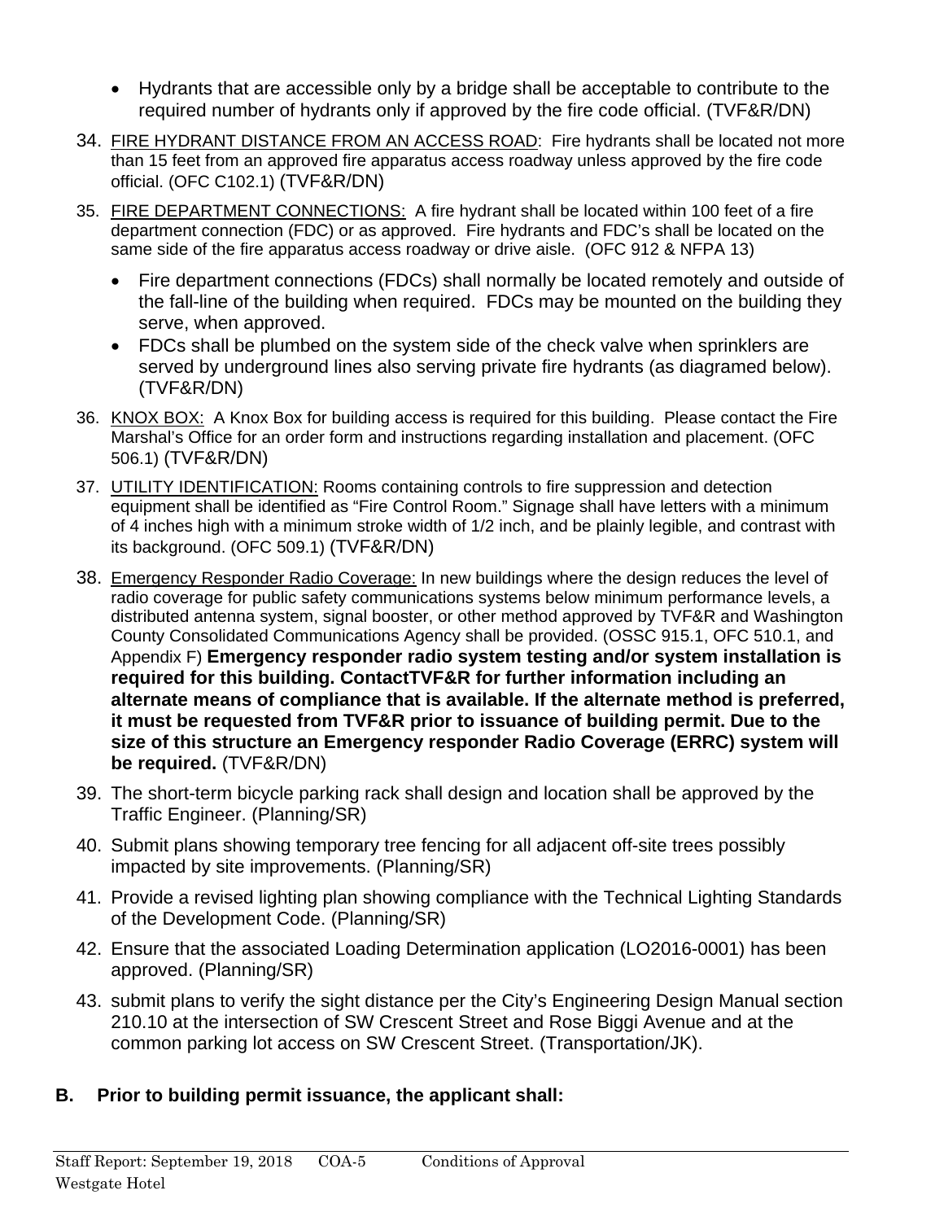- Hydrants that are accessible only by a bridge shall be acceptable to contribute to the required number of hydrants only if approved by the fire code official. (TVF&R/DN)

34. FIRE HYDRANT DISTANCE FROM AN ACCESS ROAD: Fire hydrants shall be located not more than 15 feet from an approved fire apparatus access roadway unless approved by the fire code official. (OFC C102.1) (TVF&R/DN)

35. FIRE DEPARTMENT CONNECTIONS: A fire hydrant shall be located within 100 feet of a fire department connection (FDC) or as approved. Fire hydrants and FDC's shall be located on the same side of the fire apparatus access roadway or drive aisle. (OFC 912 & NFPA 13)
    - Fire department connections (FDCs) shall normally be located remotely and outside of the fall-line of the building when required. FDCs may be mounted on the building they serve, when approved.
    - FDCs shall be plumbed on the system side of the check valve when sprinklers are served by underground lines also serving private fire hydrants (as diagramed below). (TVF&R/DN)

36. KNOX BOX: A Knox Box for building access is required for this building. Please contact the Fire Marshal's Office for an order form and instructions regarding installation and placement. (OFC 506.1) (TVF&R/DN)

37. UTILITY IDENTIFICATION: Rooms containing controls to fire suppression and detection equipment shall be identified as "Fire Control Room." Signage shall have letters with a minimum of 4 inches high with a minimum stroke width of 1/2 inch, and be plainly legible, and contrast with its background. (OFC 509.1) (TVF&R/DN)

38. Emergency Responder Radio Coverage: In new buildings where the design reduces the level of radio coverage for public safety communications systems below minimum performance levels, a distributed antenna system, signal booster, or other method approved by TVF&R and Washington County Consolidated Communications Agency shall be provided. (OSSC 915.1, OFC 510.1, and Appendix F) **Emergency responder radio system testing and/or system installation is required for this building. ContactTVF&R for further information including an alternate means of compliance that is available. If the alternate method is preferred, it must be requested from TVF&R prior to issuance of building permit. Due to the size of this structure an Emergency responder Radio Coverage (ERRC) system will be required.** (TVF&R/DN)

39. The short-term bicycle parking rack shall design and location shall be approved by the Traffic Engineer. (Planning/SR)

40. Submit plans showing temporary tree fencing for all adjacent off-site trees possibly impacted by site improvements. (Planning/SR)

41. Provide a revised lighting plan showing compliance with the Technical Lighting Standards of the Development Code. (Planning/SR)

42. Ensure that the associated Loading Determination application (LO2016-0001) has been approved. (Planning/SR)

43. submit plans to verify the sight distance per the City's Engineering Design Manual section 210.10 at the intersection of SW Crescent Street and Rose Biggi Avenue and at the common parking lot access on SW Crescent Street. (Transportation/JK).

## B. Prior to building permit issuance, the applicant shall: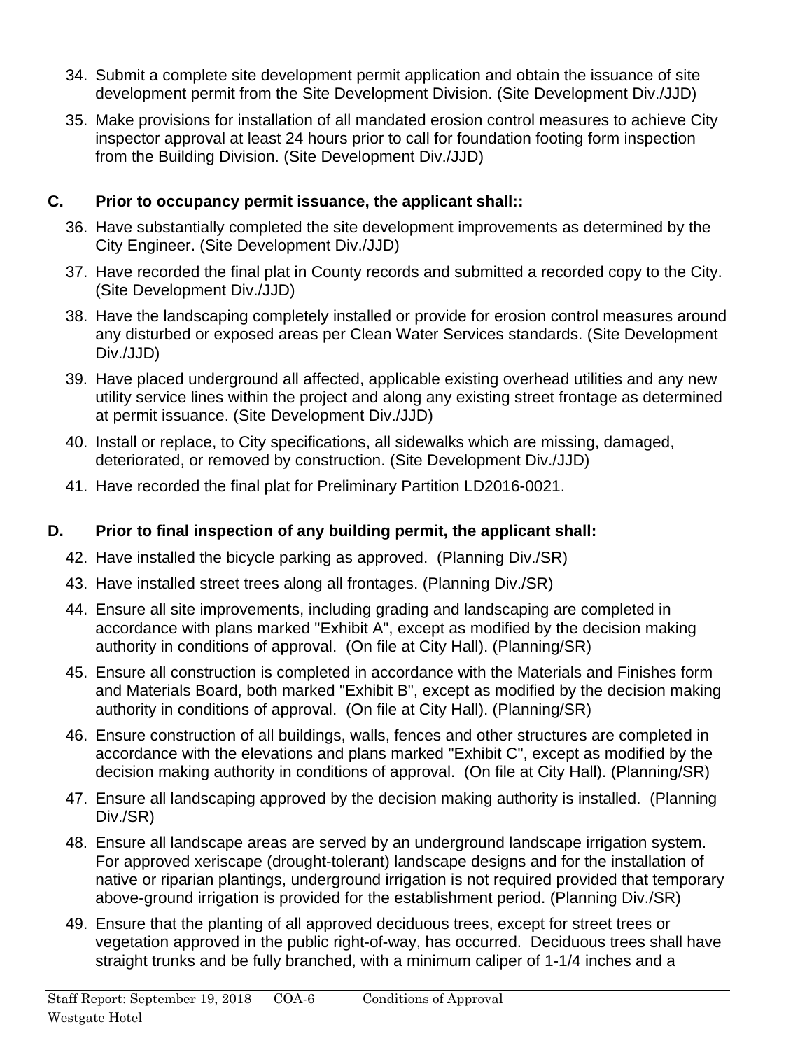34. Submit a complete site development permit application and obtain the issuance of site development permit from the Site Development Division. (Site Development Div./JJD)
35. Make provisions for installation of all mandated erosion control measures to achieve City inspector approval at least 24 hours prior to call for foundation footing form inspection from the Building Division. (Site Development Div./JJD)

### C. Prior to occupancy permit issuance, the applicant shall::

36. Have substantially completed the site development improvements as determined by the City Engineer. (Site Development Div./JJD)
37. Have recorded the final plat in County records and submitted a recorded copy to the City. (Site Development Div./JJD)
38. Have the landscaping completely installed or provide for erosion control measures around any disturbed or exposed areas per Clean Water Services standards. (Site Development Div./JJD)
39. Have placed underground all affected, applicable existing overhead utilities and any new utility service lines within the project and along any existing street frontage as determined at permit issuance. (Site Development Div./JJD)
40. Install or replace, to City specifications, all sidewalks which are missing, damaged, deteriorated, or removed by construction. (Site Development Div./JJD)
41. Have recorded the final plat for Preliminary Partition LD2016-0021.

### D. Prior to final inspection of any building permit, the applicant shall:

42. Have installed the bicycle parking as approved. (Planning Div./SR)
43. Have installed street trees along all frontages. (Planning Div./SR)
44. Ensure all site improvements, including grading and landscaping are completed in accordance with plans marked "Exhibit A", except as modified by the decision making authority in conditions of approval. (On file at City Hall). (Planning/SR)
45. Ensure all construction is completed in accordance with the Materials and Finishes form and Materials Board, both marked "Exhibit B", except as modified by the decision making authority in conditions of approval. (On file at City Hall). (Planning/SR)
46. Ensure construction of all buildings, walls, fences and other structures are completed in accordance with the elevations and plans marked "Exhibit C", except as modified by the decision making authority in conditions of approval. (On file at City Hall). (Planning/SR)
47. Ensure all landscaping approved by the decision making authority is installed. (Planning Div./SR)
48. Ensure all landscape areas are served by an underground landscape irrigation system. For approved xeriscape (drought-tolerant) landscape designs and for the installation of native or riparian plantings, underground irrigation is not required provided that temporary above-ground irrigation is provided for the establishment period. (Planning Div./SR)
49. Ensure that the planting of all approved deciduous trees, except for street trees or vegetation approved in the public right-of-way, has occurred. Deciduous trees shall have straight trunks and be fully branched, with a minimum caliper of 1-1/4 inches and a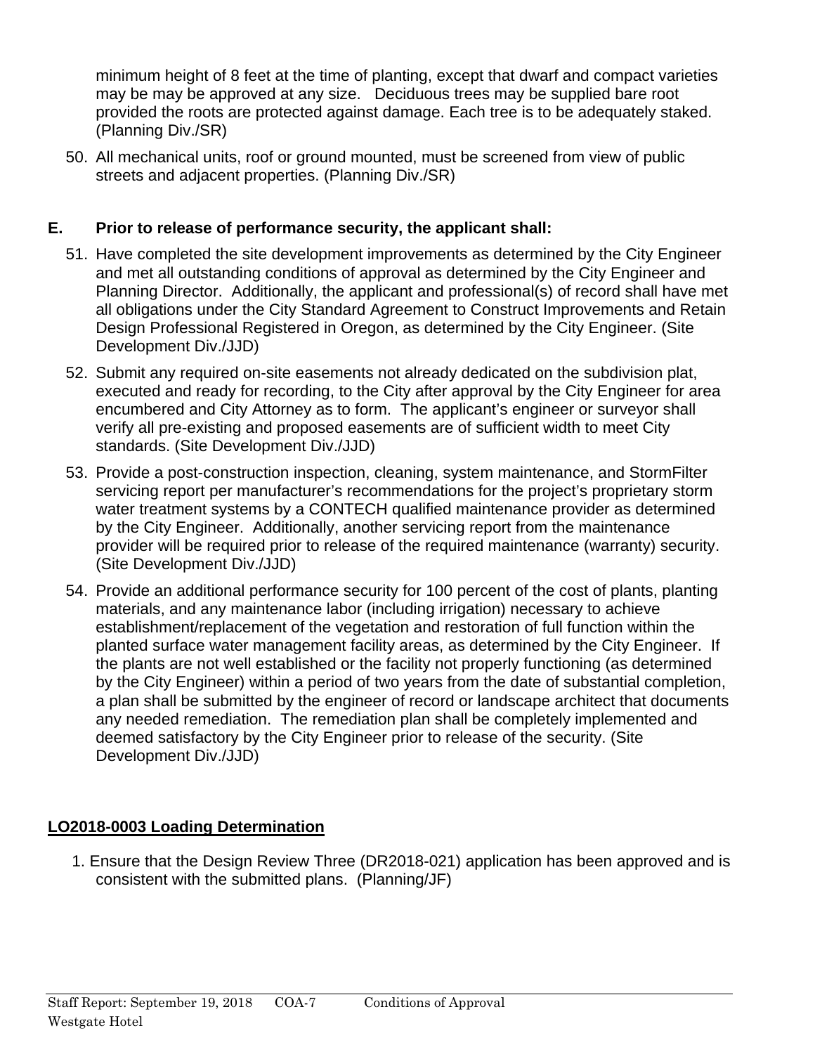minimum height of 8 feet at the time of planting, except that dwarf and compact varieties may be may be approved at any size. Deciduous trees may be supplied bare root provided the roots are protected against damage. Each tree is to be adequately staked. (Planning Div./SR)

50. All mechanical units, roof or ground mounted, must be screened from view of public streets and adjacent properties. (Planning Div./SR)

**E. Prior to release of performance security, the applicant shall:**

51. Have completed the site development improvements as determined by the City Engineer and met all outstanding conditions of approval as determined by the City Engineer and Planning Director. Additionally, the applicant and professional(s) of record shall have met all obligations under the City Standard Agreement to Construct Improvements and Retain Design Professional Registered in Oregon, as determined by the City Engineer. (Site Development Div./JJD)

52. Submit any required on-site easements not already dedicated on the subdivision plat, executed and ready for recording, to the City after approval by the City Engineer for area encumbered and City Attorney as to form. The applicant's engineer or surveyor shall verify all pre-existing and proposed easements are of sufficient width to meet City standards. (Site Development Div./JJD)

53. Provide a post-construction inspection, cleaning, system maintenance, and StormFilter servicing report per manufacturer's recommendations for the project's proprietary storm water treatment systems by a CONTECH qualified maintenance provider as determined by the City Engineer. Additionally, another servicing report from the maintenance provider will be required prior to release of the required maintenance (warranty) security. (Site Development Div./JJD)

54. Provide an additional performance security for 100 percent of the cost of plants, planting materials, and any maintenance labor (including irrigation) necessary to achieve establishment/replacement of the vegetation and restoration of full function within the planted surface water management facility areas, as determined by the City Engineer. If the plants are not well established or the facility not properly functioning (as determined by the City Engineer) within a period of two years from the date of substantial completion, a plan shall be submitted by the engineer of record or landscape architect that documents any needed remediation. The remediation plan shall be completely implemented and deemed satisfactory by the City Engineer prior to release of the security. (Site Development Div./JJD)

**LO2018-0003 Loading Determination**

1. Ensure that the Design Review Three (DR2018-021) application has been approved and is consistent with the submitted plans. (Planning/JF)